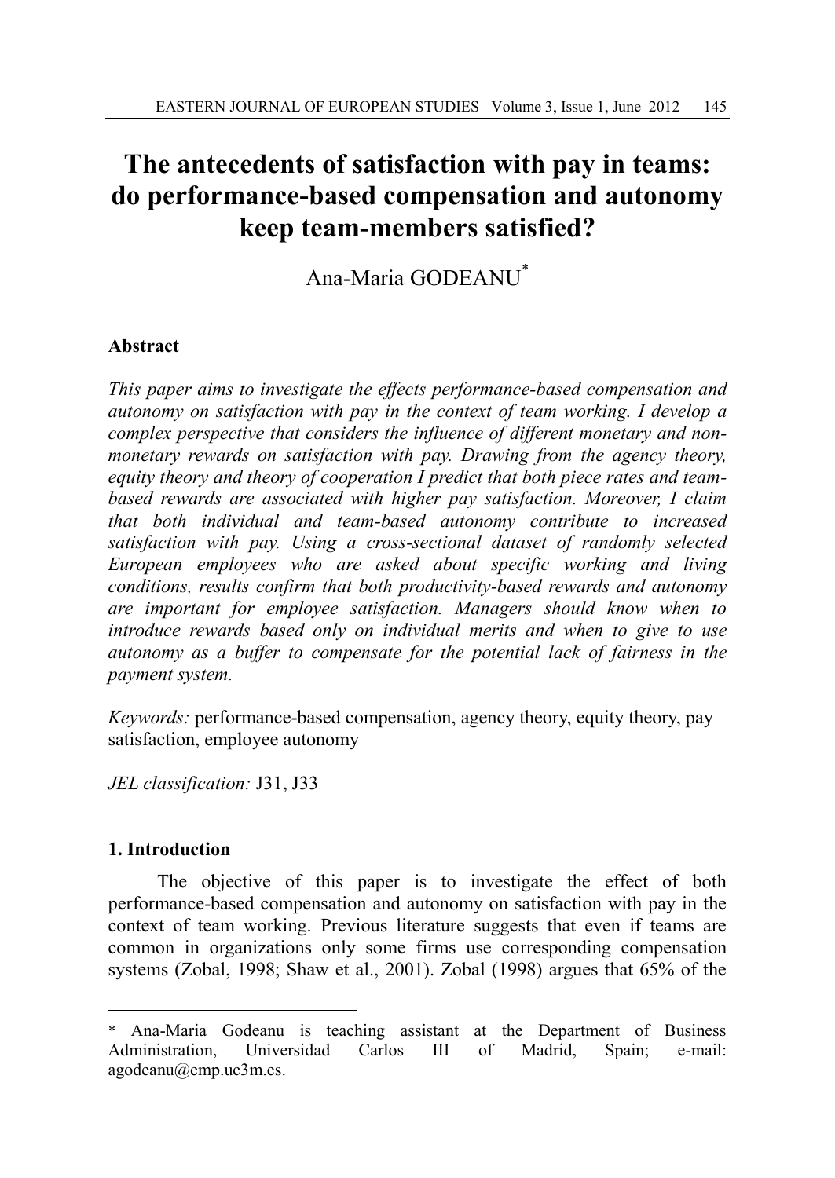# The antecedents of satisfaction with pay in teams: do performance-based compensation and autonomy keep team-members satisfied?

Ana-Maria GODEANU[*]

**Abstract**

*This paper aims to investigate the effects performance-based compensation and autonomy on satisfaction with pay in the context of team working. I develop a complex perspective that considers the influence of different monetary and non-monetary rewards on satisfaction with pay. Drawing from the agency theory, equity theory and theory of cooperation I predict that both piece rates and team-based rewards are associated with higher pay satisfaction. Moreover, I claim that both individual and team-based autonomy contribute to increased satisfaction with pay. Using a cross-sectional dataset of randomly selected European employees who are asked about specific working and living conditions, results confirm that both productivity-based rewards and autonomy are important for employee satisfaction. Managers should know when to introduce rewards based only on individual merits and when to give to use autonomy as a buffer to compensate for the potential lack of fairness in the payment system.*

*Keywords:* performance-based compensation, agency theory, equity theory, pay satisfaction, employee autonomy

*JEL classification:* J31, J33

## 1. Introduction

The objective of this paper is to investigate the effect of both performance-based compensation and autonomy on satisfaction with pay in the context of team working. Previous literature suggests that even if teams are common in organizations only some firms use corresponding compensation systems (Zobal, 1998; Shaw et al., 2001). Zobal (1998) argues that 65% of the

---

[*] Ana-Maria Godeanu is teaching assistant at the Department of Business Administration, Universidad Carlos III of Madrid, Spain; e-mail: agodeanu@emp.uc3m.es.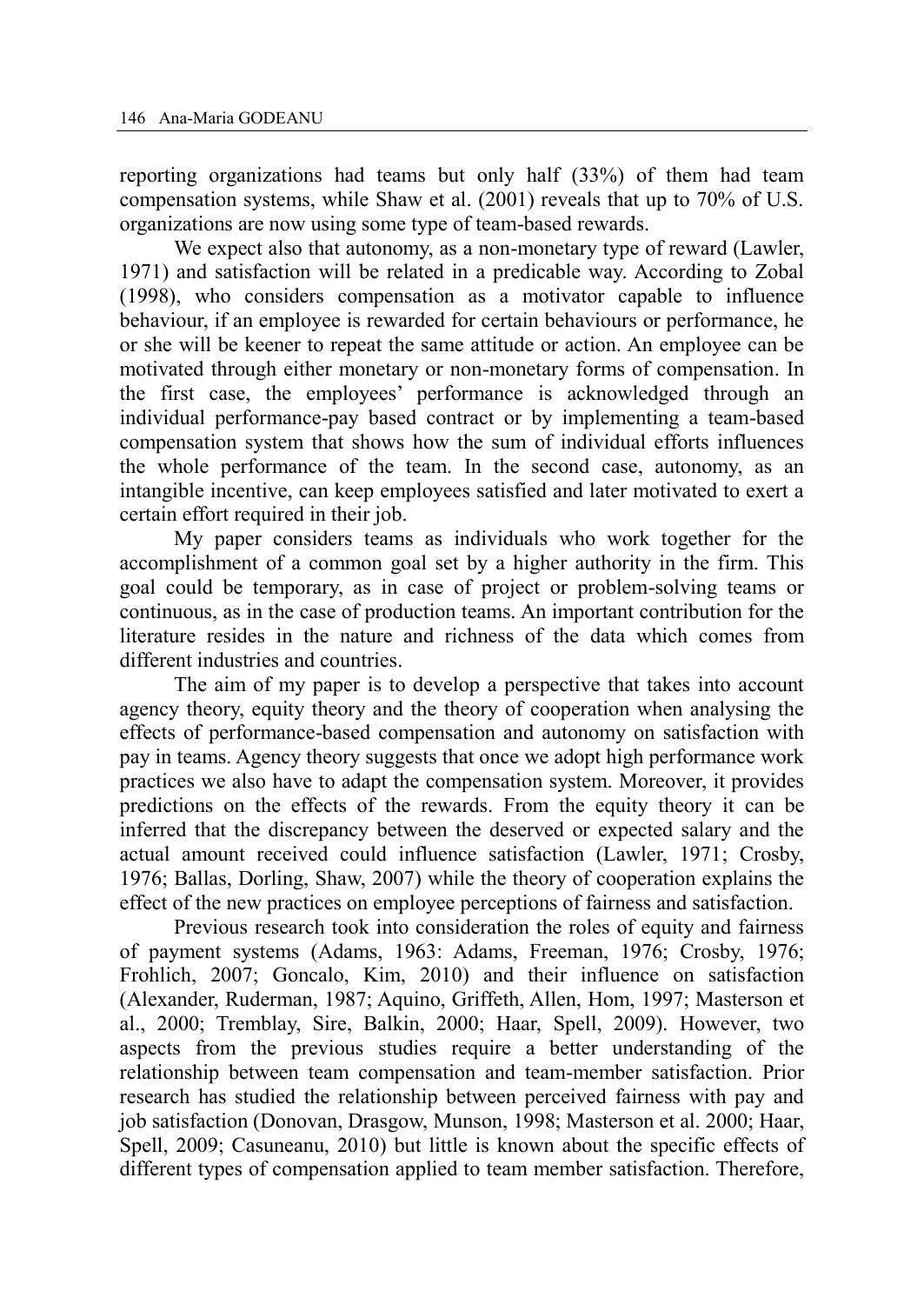reporting organizations had teams but only half (33%) of them had team compensation systems, while Shaw et al. (2001) reveals that up to 70% of U.S. organizations are now using some type of team-based rewards.

We expect also that autonomy, as a non-monetary type of reward (Lawler, 1971) and satisfaction will be related in a predicable way. According to Zobal (1998), who considers compensation as a motivator capable to influence behaviour, if an employee is rewarded for certain behaviours or performance, he or she will be keener to repeat the same attitude or action. An employee can be motivated through either monetary or non-monetary forms of compensation. In the first case, the employees' performance is acknowledged through an individual performance-pay based contract or by implementing a team-based compensation system that shows how the sum of individual efforts influences the whole performance of the team. In the second case, autonomy, as an intangible incentive, can keep employees satisfied and later motivated to exert a certain effort required in their job.

My paper considers teams as individuals who work together for the accomplishment of a common goal set by a higher authority in the firm. This goal could be temporary, as in case of project or problem-solving teams or continuous, as in the case of production teams. An important contribution for the literature resides in the nature and richness of the data which comes from different industries and countries.

The aim of my paper is to develop a perspective that takes into account agency theory, equity theory and the theory of cooperation when analysing the effects of performance-based compensation and autonomy on satisfaction with pay in teams. Agency theory suggests that once we adopt high performance work practices we also have to adapt the compensation system. Moreover, it provides predictions on the effects of the rewards. From the equity theory it can be inferred that the discrepancy between the deserved or expected salary and the actual amount received could influence satisfaction (Lawler, 1971; Crosby, 1976; Ballas, Dorling, Shaw, 2007) while the theory of cooperation explains the effect of the new practices on employee perceptions of fairness and satisfaction.

Previous research took into consideration the roles of equity and fairness of payment systems (Adams, 1963: Adams, Freeman, 1976; Crosby, 1976; Frohlich, 2007; Goncalo, Kim, 2010) and their influence on satisfaction (Alexander, Ruderman, 1987; Aquino, Griffeth, Allen, Hom, 1997; Masterson et al., 2000; Tremblay, Sire, Balkin, 2000; Haar, Spell, 2009). However, two aspects from the previous studies require a better understanding of the relationship between team compensation and team-member satisfaction. Prior research has studied the relationship between perceived fairness with pay and job satisfaction (Donovan, Drasgow, Munson, 1998; Masterson et al. 2000; Haar, Spell, 2009; Casuneanu, 2010) but little is known about the specific effects of different types of compensation applied to team member satisfaction. Therefore,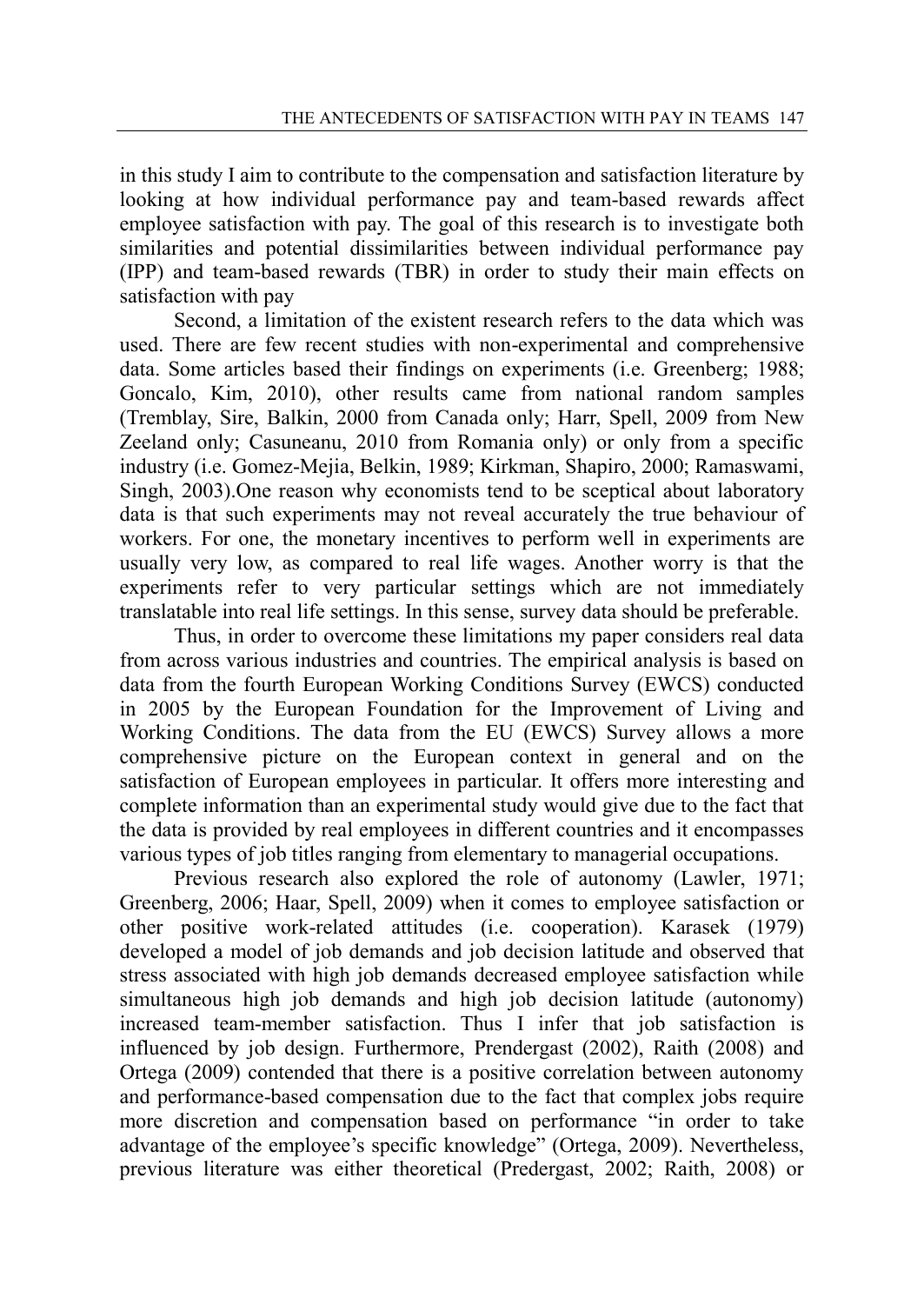in this study I aim to contribute to the compensation and satisfaction literature by looking at how individual performance pay and team-based rewards affect employee satisfaction with pay. The goal of this research is to investigate both similarities and potential dissimilarities between individual performance pay (IPP) and team-based rewards (TBR) in order to study their main effects on satisfaction with pay

Second, a limitation of the existent research refers to the data which was used. There are few recent studies with non-experimental and comprehensive data. Some articles based their findings on experiments (i.e. Greenberg; 1988; Goncalo, Kim, 2010), other results came from national random samples (Tremblay, Sire, Balkin, 2000 from Canada only; Harr, Spell, 2009 from New Zeeland only; Casuneanu, 2010 from Romania only) or only from a specific industry (i.e. Gomez-Mejia, Belkin, 1989; Kirkman, Shapiro, 2000; Ramaswami, Singh, 2003).One reason why economists tend to be sceptical about laboratory data is that such experiments may not reveal accurately the true behaviour of workers. For one, the monetary incentives to perform well in experiments are usually very low, as compared to real life wages. Another worry is that the experiments refer to very particular settings which are not immediately translatable into real life settings. In this sense, survey data should be preferable.

Thus, in order to overcome these limitations my paper considers real data from across various industries and countries. The empirical analysis is based on data from the fourth European Working Conditions Survey (EWCS) conducted in 2005 by the European Foundation for the Improvement of Living and Working Conditions. The data from the EU (EWCS) Survey allows a more comprehensive picture on the European context in general and on the satisfaction of European employees in particular. It offers more interesting and complete information than an experimental study would give due to the fact that the data is provided by real employees in different countries and it encompasses various types of job titles ranging from elementary to managerial occupations.

Previous research also explored the role of autonomy (Lawler, 1971; Greenberg, 2006; Haar, Spell, 2009) when it comes to employee satisfaction or other positive work-related attitudes (i.e. cooperation). Karasek (1979) developed a model of job demands and job decision latitude and observed that stress associated with high job demands decreased employee satisfaction while simultaneous high job demands and high job decision latitude (autonomy) increased team-member satisfaction. Thus I infer that job satisfaction is influenced by job design. Furthermore, Prendergast (2002), Raith (2008) and Ortega (2009) contended that there is a positive correlation between autonomy and performance-based compensation due to the fact that complex jobs require more discretion and compensation based on performance "in order to take advantage of the employee's specific knowledge" (Ortega, 2009). Nevertheless, previous literature was either theoretical (Predergast, 2002; Raith, 2008) or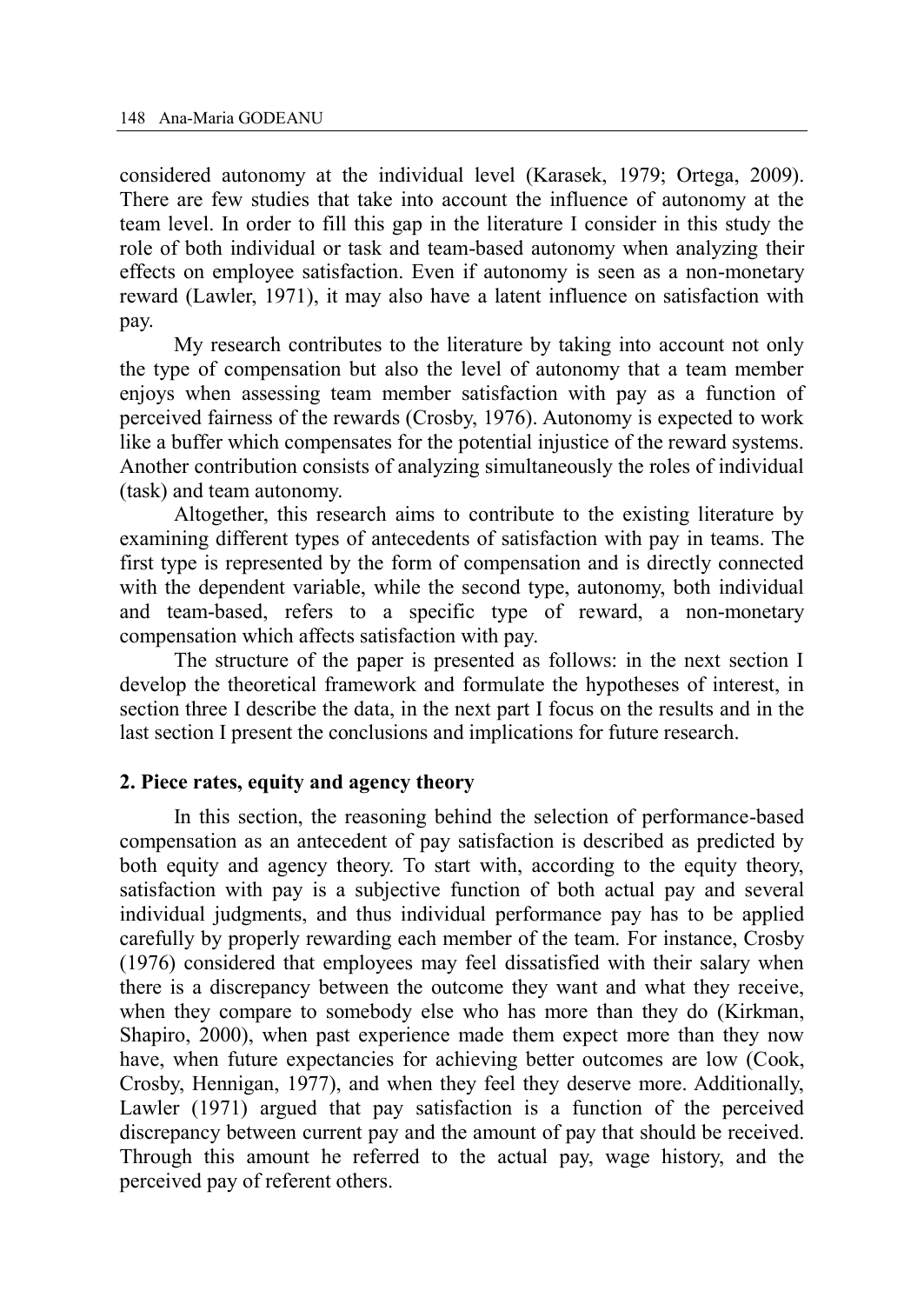considered autonomy at the individual level (Karasek, 1979; Ortega, 2009). There are few studies that take into account the influence of autonomy at the team level. In order to fill this gap in the literature I consider in this study the role of both individual or task and team-based autonomy when analyzing their effects on employee satisfaction. Even if autonomy is seen as a non-monetary reward (Lawler, 1971), it may also have a latent influence on satisfaction with pay.

My research contributes to the literature by taking into account not only the type of compensation but also the level of autonomy that a team member enjoys when assessing team member satisfaction with pay as a function of perceived fairness of the rewards (Crosby, 1976). Autonomy is expected to work like a buffer which compensates for the potential injustice of the reward systems. Another contribution consists of analyzing simultaneously the roles of individual (task) and team autonomy.

Altogether, this research aims to contribute to the existing literature by examining different types of antecedents of satisfaction with pay in teams. The first type is represented by the form of compensation and is directly connected with the dependent variable, while the second type, autonomy, both individual and team-based, refers to a specific type of reward, a non-monetary compensation which affects satisfaction with pay.

The structure of the paper is presented as follows: in the next section I develop the theoretical framework and formulate the hypotheses of interest, in section three I describe the data, in the next part I focus on the results and in the last section I present the conclusions and implications for future research.

## 2. Piece rates, equity and agency theory

In this section, the reasoning behind the selection of performance-based compensation as an antecedent of pay satisfaction is described as predicted by both equity and agency theory. To start with, according to the equity theory, satisfaction with pay is a subjective function of both actual pay and several individual judgments, and thus individual performance pay has to be applied carefully by properly rewarding each member of the team. For instance, Crosby (1976) considered that employees may feel dissatisfied with their salary when there is a discrepancy between the outcome they want and what they receive, when they compare to somebody else who has more than they do (Kirkman, Shapiro, 2000), when past experience made them expect more than they now have, when future expectancies for achieving better outcomes are low (Cook, Crosby, Hennigan, 1977), and when they feel they deserve more. Additionally, Lawler (1971) argued that pay satisfaction is a function of the perceived discrepancy between current pay and the amount of pay that should be received. Through this amount he referred to the actual pay, wage history, and the perceived pay of referent others.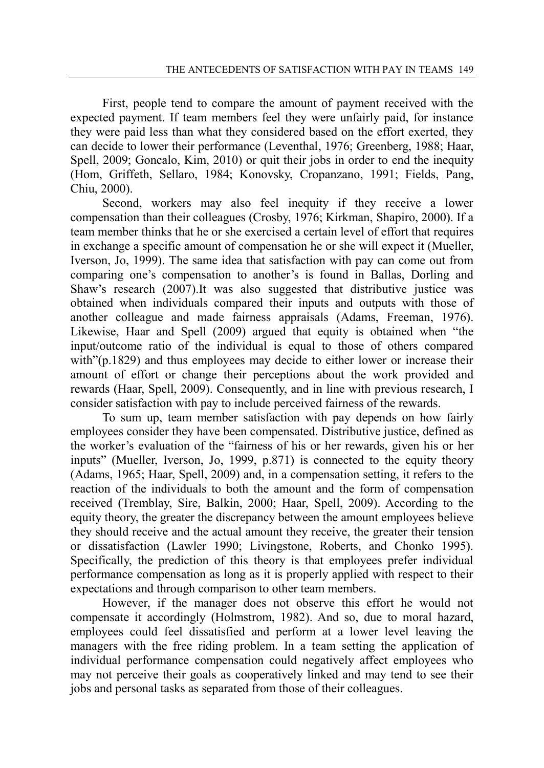First, people tend to compare the amount of payment received with the expected payment. If team members feel they were unfairly paid, for instance they were paid less than what they considered based on the effort exerted, they can decide to lower their performance (Leventhal, 1976; Greenberg, 1988; Haar, Spell, 2009; Goncalo, Kim, 2010) or quit their jobs in order to end the inequity (Hom, Griffeth, Sellaro, 1984; Konovsky, Cropanzano, 1991; Fields, Pang, Chiu, 2000).

Second, workers may also feel inequity if they receive a lower compensation than their colleagues (Crosby, 1976; Kirkman, Shapiro, 2000). If a team member thinks that he or she exercised a certain level of effort that requires in exchange a specific amount of compensation he or she will expect it (Mueller, Iverson, Jo, 1999). The same idea that satisfaction with pay can come out from comparing one's compensation to another's is found in Ballas, Dorling and Shaw's research (2007).It was also suggested that distributive justice was obtained when individuals compared their inputs and outputs with those of another colleague and made fairness appraisals (Adams, Freeman, 1976). Likewise, Haar and Spell (2009) argued that equity is obtained when "the input/outcome ratio of the individual is equal to those of others compared with"(p.1829) and thus employees may decide to either lower or increase their amount of effort or change their perceptions about the work provided and rewards (Haar, Spell, 2009). Consequently, and in line with previous research, I consider satisfaction with pay to include perceived fairness of the rewards.

To sum up, team member satisfaction with pay depends on how fairly employees consider they have been compensated. Distributive justice, defined as the worker's evaluation of the "fairness of his or her rewards, given his or her inputs" (Mueller, Iverson, Jo, 1999, p.871) is connected to the equity theory (Adams, 1965; Haar, Spell, 2009) and, in a compensation setting, it refers to the reaction of the individuals to both the amount and the form of compensation received (Tremblay, Sire, Balkin, 2000; Haar, Spell, 2009). According to the equity theory, the greater the discrepancy between the amount employees believe they should receive and the actual amount they receive, the greater their tension or dissatisfaction (Lawler 1990; Livingstone, Roberts, and Chonko 1995). Specifically, the prediction of this theory is that employees prefer individual performance compensation as long as it is properly applied with respect to their expectations and through comparison to other team members.

However, if the manager does not observe this effort he would not compensate it accordingly (Holmstrom, 1982). And so, due to moral hazard, employees could feel dissatisfied and perform at a lower level leaving the managers with the free riding problem. In a team setting the application of individual performance compensation could negatively affect employees who may not perceive their goals as cooperatively linked and may tend to see their jobs and personal tasks as separated from those of their colleagues.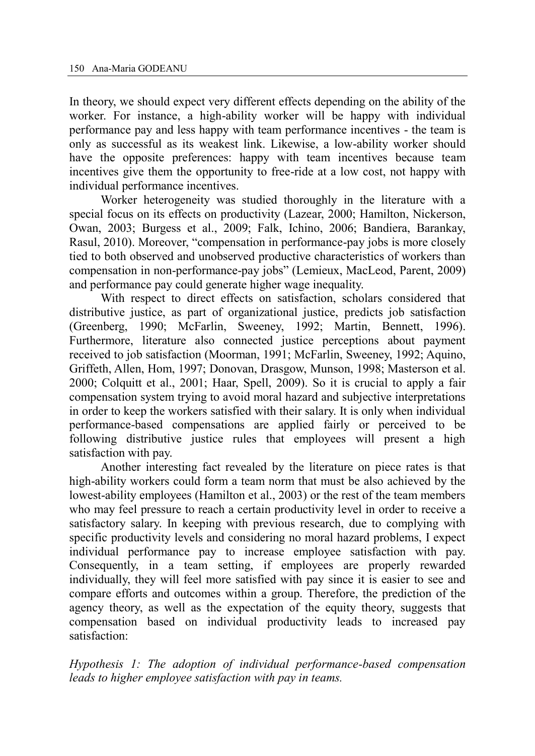In theory, we should expect very different effects depending on the ability of the worker. For instance, a high-ability worker will be happy with individual performance pay and less happy with team performance incentives - the team is only as successful as its weakest link. Likewise, a low-ability worker should have the opposite preferences: happy with team incentives because team incentives give them the opportunity to free-ride at a low cost, not happy with individual performance incentives.

Worker heterogeneity was studied thoroughly in the literature with a special focus on its effects on productivity (Lazear, 2000; Hamilton, Nickerson, Owan, 2003; Burgess et al., 2009; Falk, Ichino, 2006; Bandiera, Barankay, Rasul, 2010). Moreover, "compensation in performance-pay jobs is more closely tied to both observed and unobserved productive characteristics of workers than compensation in non-performance-pay jobs" (Lemieux, MacLeod, Parent, 2009) and performance pay could generate higher wage inequality.

With respect to direct effects on satisfaction, scholars considered that distributive justice, as part of organizational justice, predicts job satisfaction (Greenberg, 1990; McFarlin, Sweeney, 1992; Martin, Bennett, 1996). Furthermore, literature also connected justice perceptions about payment received to job satisfaction (Moorman, 1991; McFarlin, Sweeney, 1992; Aquino, Griffeth, Allen, Hom, 1997; Donovan, Drasgow, Munson, 1998; Masterson et al. 2000; Colquitt et al., 2001; Haar, Spell, 2009). So it is crucial to apply a fair compensation system trying to avoid moral hazard and subjective interpretations in order to keep the workers satisfied with their salary. It is only when individual performance-based compensations are applied fairly or perceived to be following distributive justice rules that employees will present a high satisfaction with pay.

Another interesting fact revealed by the literature on piece rates is that high-ability workers could form a team norm that must be also achieved by the lowest-ability employees (Hamilton et al., 2003) or the rest of the team members who may feel pressure to reach a certain productivity level in order to receive a satisfactory salary. In keeping with previous research, due to complying with specific productivity levels and considering no moral hazard problems, I expect individual performance pay to increase employee satisfaction with pay. Consequently, in a team setting, if employees are properly rewarded individually, they will feel more satisfied with pay since it is easier to see and compare efforts and outcomes within a group. Therefore, the prediction of the agency theory, as well as the expectation of the equity theory, suggests that compensation based on individual productivity leads to increased pay satisfaction:

*Hypothesis 1: The adoption of individual performance-based compensation leads to higher employee satisfaction with pay in teams.*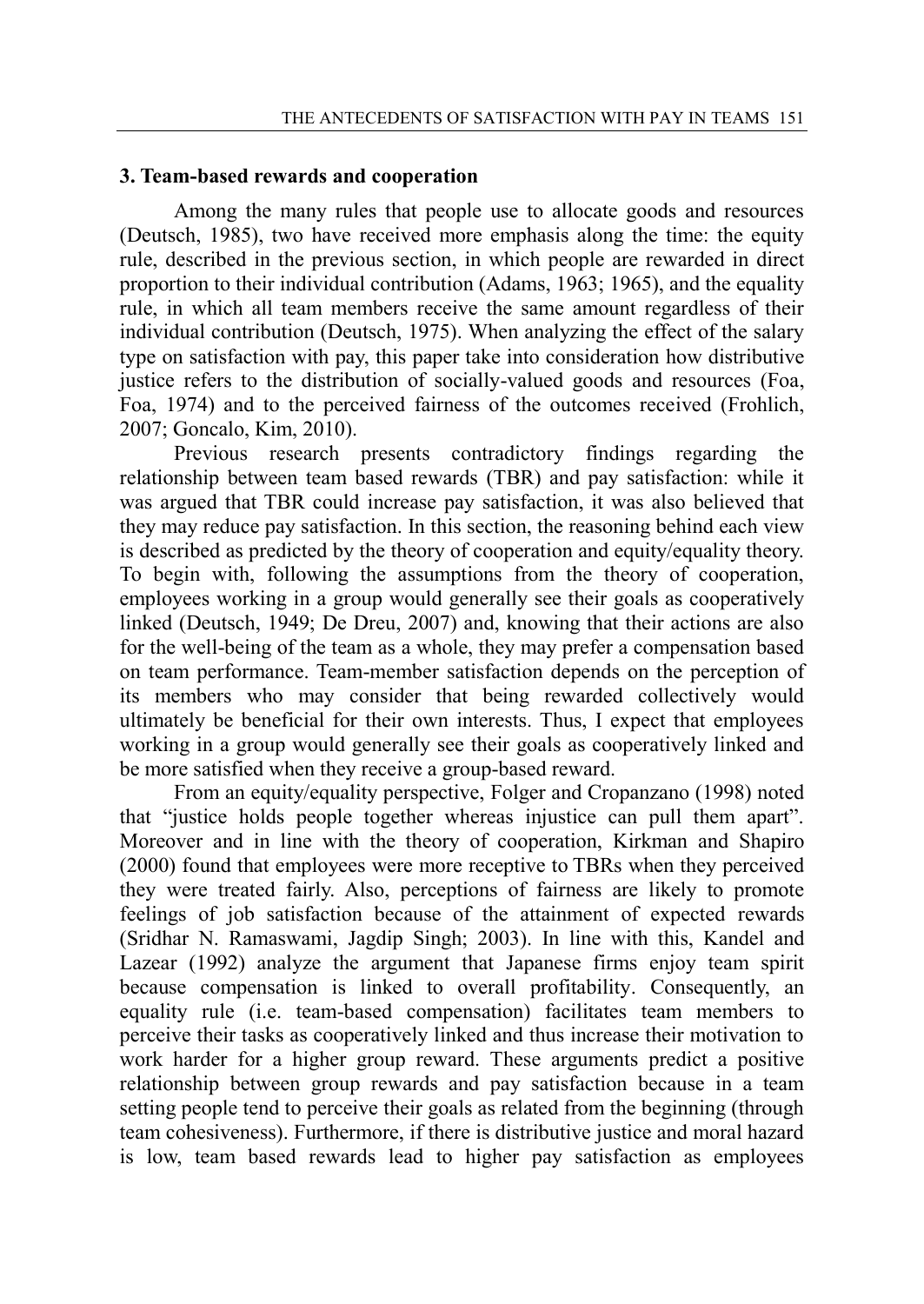## 3. Team-based rewards and cooperation

Among the many rules that people use to allocate goods and resources (Deutsch, 1985), two have received more emphasis along the time: the equity rule, described in the previous section, in which people are rewarded in direct proportion to their individual contribution (Adams, 1963; 1965), and the equality rule, in which all team members receive the same amount regardless of their individual contribution (Deutsch, 1975). When analyzing the effect of the salary type on satisfaction with pay, this paper take into consideration how distributive justice refers to the distribution of socially-valued goods and resources (Foa, Foa, 1974) and to the perceived fairness of the outcomes received (Frohlich, 2007; Goncalo, Kim, 2010).

Previous research presents contradictory findings regarding the relationship between team based rewards (TBR) and pay satisfaction: while it was argued that TBR could increase pay satisfaction, it was also believed that they may reduce pay satisfaction. In this section, the reasoning behind each view is described as predicted by the theory of cooperation and equity/equality theory. To begin with, following the assumptions from the theory of cooperation, employees working in a group would generally see their goals as cooperatively linked (Deutsch, 1949; De Dreu, 2007) and, knowing that their actions are also for the well-being of the team as a whole, they may prefer a compensation based on team performance. Team-member satisfaction depends on the perception of its members who may consider that being rewarded collectively would ultimately be beneficial for their own interests. Thus, I expect that employees working in a group would generally see their goals as cooperatively linked and be more satisfied when they receive a group-based reward.

From an equity/equality perspective, Folger and Cropanzano (1998) noted that "justice holds people together whereas injustice can pull them apart". Moreover and in line with the theory of cooperation, Kirkman and Shapiro (2000) found that employees were more receptive to TBRs when they perceived they were treated fairly. Also, perceptions of fairness are likely to promote feelings of job satisfaction because of the attainment of expected rewards (Sridhar N. Ramaswami, Jagdip Singh; 2003). In line with this, Kandel and Lazear (1992) analyze the argument that Japanese firms enjoy team spirit because compensation is linked to overall profitability. Consequently, an equality rule (i.e. team-based compensation) facilitates team members to perceive their tasks as cooperatively linked and thus increase their motivation to work harder for a higher group reward. These arguments predict a positive relationship between group rewards and pay satisfaction because in a team setting people tend to perceive their goals as related from the beginning (through team cohesiveness). Furthermore, if there is distributive justice and moral hazard is low, team based rewards lead to higher pay satisfaction as employees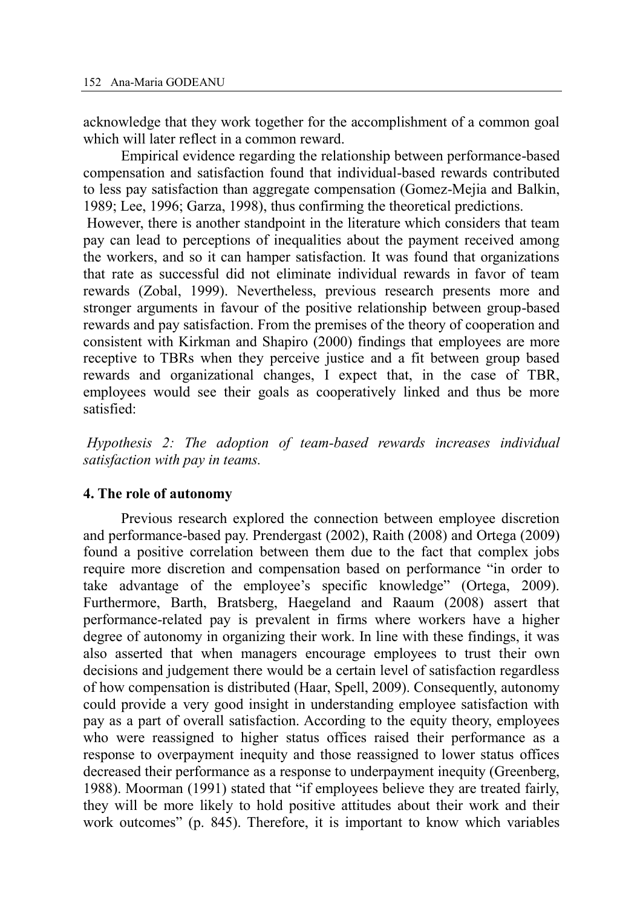acknowledge that they work together for the accomplishment of a common goal which will later reflect in a common reward.

Empirical evidence regarding the relationship between performance-based compensation and satisfaction found that individual-based rewards contributed to less pay satisfaction than aggregate compensation (Gomez-Mejia and Balkin, 1989; Lee, 1996; Garza, 1998), thus confirming the theoretical predictions.

However, there is another standpoint in the literature which considers that team pay can lead to perceptions of inequalities about the payment received among the workers, and so it can hamper satisfaction. It was found that organizations that rate as successful did not eliminate individual rewards in favor of team rewards (Zobal, 1999). Nevertheless, previous research presents more and stronger arguments in favour of the positive relationship between group-based rewards and pay satisfaction. From the premises of the theory of cooperation and consistent with Kirkman and Shapiro (2000) findings that employees are more receptive to TBRs when they perceive justice and a fit between group based rewards and organizational changes, I expect that, in the case of TBR, employees would see their goals as cooperatively linked and thus be more satisfied:

*Hypothesis 2: The adoption of team-based rewards increases individual satisfaction with pay in teams.*

## 4. The role of autonomy

Previous research explored the connection between employee discretion and performance-based pay. Prendergast (2002), Raith (2008) and Ortega (2009) found a positive correlation between them due to the fact that complex jobs require more discretion and compensation based on performance "in order to take advantage of the employee's specific knowledge" (Ortega, 2009). Furthermore, Barth, Bratsberg, Haegeland and Raaum (2008) assert that performance-related pay is prevalent in firms where workers have a higher degree of autonomy in organizing their work. In line with these findings, it was also asserted that when managers encourage employees to trust their own decisions and judgement there would be a certain level of satisfaction regardless of how compensation is distributed (Haar, Spell, 2009). Consequently, autonomy could provide a very good insight in understanding employee satisfaction with pay as a part of overall satisfaction. According to the equity theory, employees who were reassigned to higher status offices raised their performance as a response to overpayment inequity and those reassigned to lower status offices decreased their performance as a response to underpayment inequity (Greenberg, 1988). Moorman (1991) stated that "if employees believe they are treated fairly, they will be more likely to hold positive attitudes about their work and their work outcomes" (p. 845). Therefore, it is important to know which variables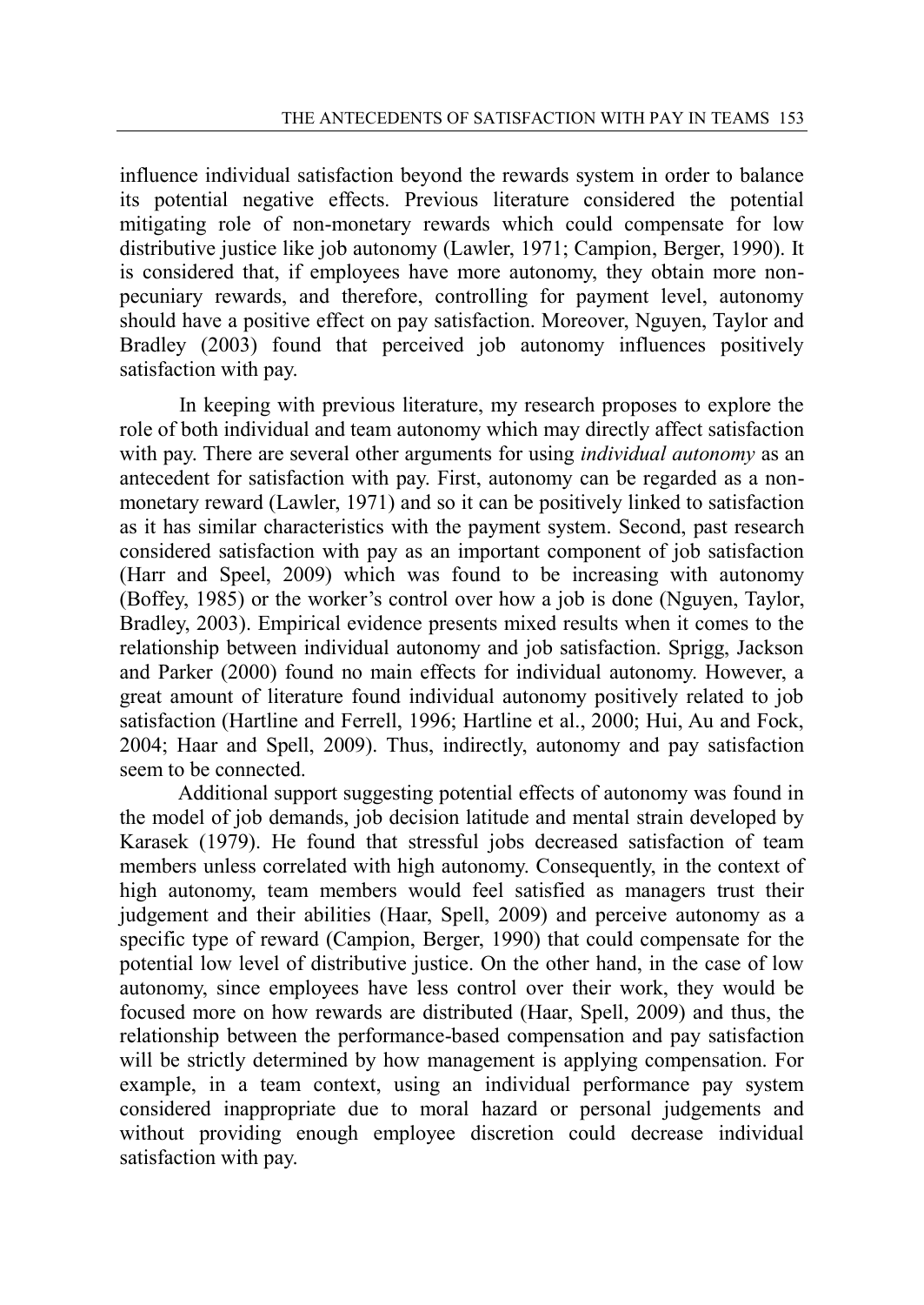influence individual satisfaction beyond the rewards system in order to balance its potential negative effects. Previous literature considered the potential mitigating role of non-monetary rewards which could compensate for low distributive justice like job autonomy (Lawler, 1971; Campion, Berger, 1990). It is considered that, if employees have more autonomy, they obtain more non-pecuniary rewards, and therefore, controlling for payment level, autonomy should have a positive effect on pay satisfaction. Moreover, Nguyen, Taylor and Bradley (2003) found that perceived job autonomy influences positively satisfaction with pay.

In keeping with previous literature, my research proposes to explore the role of both individual and team autonomy which may directly affect satisfaction with pay. There are several other arguments for using *individual autonomy* as an antecedent for satisfaction with pay. First, autonomy can be regarded as a non-monetary reward (Lawler, 1971) and so it can be positively linked to satisfaction as it has similar characteristics with the payment system. Second, past research considered satisfaction with pay as an important component of job satisfaction (Harr and Speel, 2009) which was found to be increasing with autonomy (Boffey, 1985) or the worker's control over how a job is done (Nguyen, Taylor, Bradley, 2003). Empirical evidence presents mixed results when it comes to the relationship between individual autonomy and job satisfaction. Sprigg, Jackson and Parker (2000) found no main effects for individual autonomy. However, a great amount of literature found individual autonomy positively related to job satisfaction (Hartline and Ferrell, 1996; Hartline et al., 2000; Hui, Au and Fock, 2004; Haar and Spell, 2009). Thus, indirectly, autonomy and pay satisfaction seem to be connected.

Additional support suggesting potential effects of autonomy was found in the model of job demands, job decision latitude and mental strain developed by Karasek (1979). He found that stressful jobs decreased satisfaction of team members unless correlated with high autonomy. Consequently, in the context of high autonomy, team members would feel satisfied as managers trust their judgement and their abilities (Haar, Spell, 2009) and perceive autonomy as a specific type of reward (Campion, Berger, 1990) that could compensate for the potential low level of distributive justice. On the other hand, in the case of low autonomy, since employees have less control over their work, they would be focused more on how rewards are distributed (Haar, Spell, 2009) and thus, the relationship between the performance-based compensation and pay satisfaction will be strictly determined by how management is applying compensation. For example, in a team context, using an individual performance pay system considered inappropriate due to moral hazard or personal judgements and without providing enough employee discretion could decrease individual satisfaction with pay.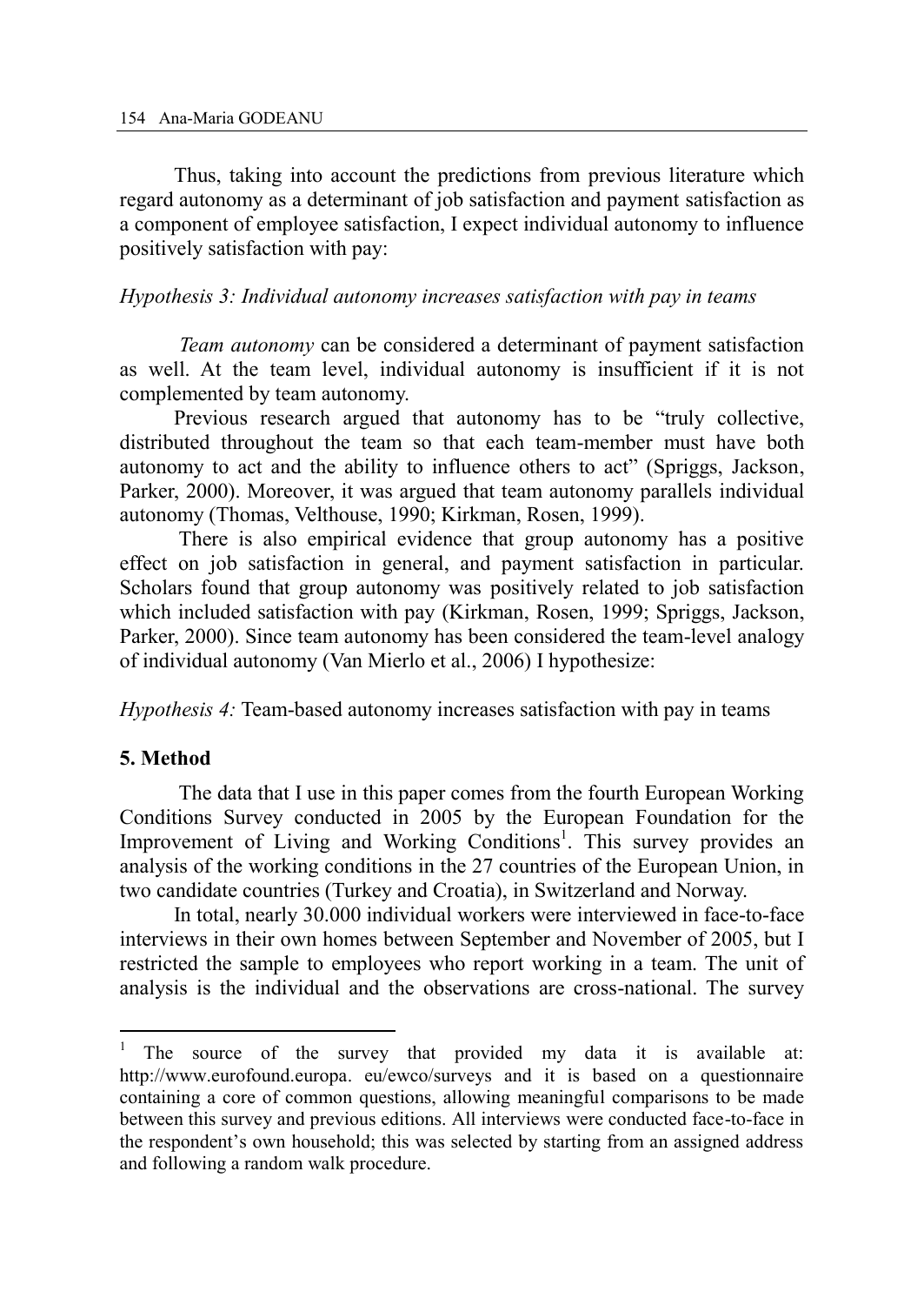Thus, taking into account the predictions from previous literature which regard autonomy as a determinant of job satisfaction and payment satisfaction as a component of employee satisfaction, I expect individual autonomy to influence positively satisfaction with pay:

*Hypothesis 3: Individual autonomy increases satisfaction with pay in teams*

*Team autonomy* can be considered a determinant of payment satisfaction as well. At the team level, individual autonomy is insufficient if it is not complemented by team autonomy.

Previous research argued that autonomy has to be "truly collective, distributed throughout the team so that each team-member must have both autonomy to act and the ability to influence others to act" (Spriggs, Jackson, Parker, 2000). Moreover, it was argued that team autonomy parallels individual autonomy (Thomas, Velthouse, 1990; Kirkman, Rosen, 1999).

There is also empirical evidence that group autonomy has a positive effect on job satisfaction in general, and payment satisfaction in particular. Scholars found that group autonomy was positively related to job satisfaction which included satisfaction with pay (Kirkman, Rosen, 1999; Spriggs, Jackson, Parker, 2000). Since team autonomy has been considered the team-level analogy of individual autonomy (Van Mierlo et al., 2006) I hypothesize:

*Hypothesis 4:* Team-based autonomy increases satisfaction with pay in teams

## 5. Method

The data that I use in this paper comes from the fourth European Working Conditions Survey conducted in 2005 by the European Foundation for the Improvement of Living and Working Conditions[1]. This survey provides an analysis of the working conditions in the 27 countries of the European Union, in two candidate countries (Turkey and Croatia), in Switzerland and Norway.

In total, nearly 30.000 individual workers were interviewed in face-to-face interviews in their own homes between September and November of 2005, but I restricted the sample to employees who report working in a team. The unit of analysis is the individual and the observations are cross-national. The survey

---

[1] The source of the survey that provided my data it is available at: http://www.eurofound.europa. eu/ewco/surveys and it is based on a questionnaire containing a core of common questions, allowing meaningful comparisons to be made between this survey and previous editions. All interviews were conducted face-to-face in the respondent's own household; this was selected by starting from an assigned address and following a random walk procedure.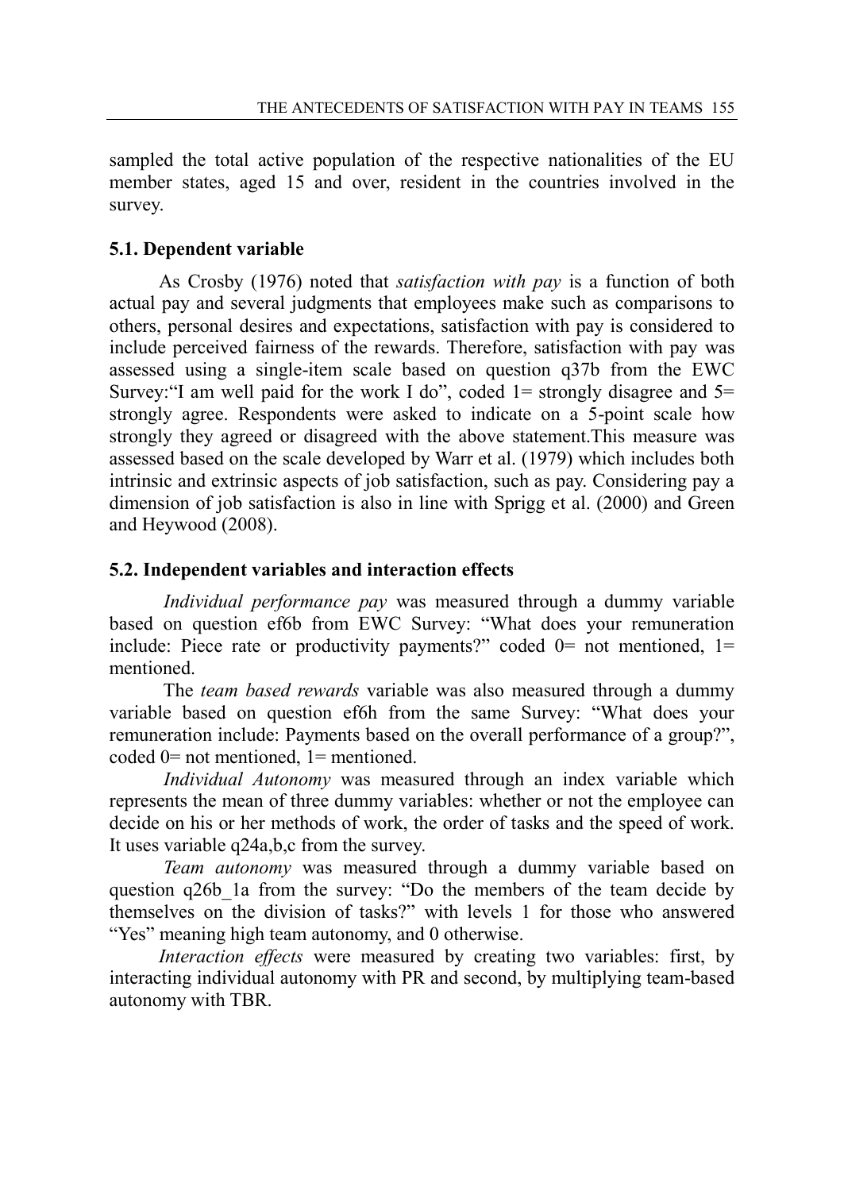sampled the total active population of the respective nationalities of the EU member states, aged 15 and over, resident in the countries involved in the survey.

### 5.1. Dependent variable

As Crosby (1976) noted that *satisfaction with pay* is a function of both actual pay and several judgments that employees make such as comparisons to others, personal desires and expectations, satisfaction with pay is considered to include perceived fairness of the rewards. Therefore, satisfaction with pay was assessed using a single-item scale based on question q37b from the EWC Survey:"I am well paid for the work I do", coded 1= strongly disagree and 5= strongly agree. Respondents were asked to indicate on a 5-point scale how strongly they agreed or disagreed with the above statement.This measure was assessed based on the scale developed by Warr et al. (1979) which includes both intrinsic and extrinsic aspects of job satisfaction, such as pay. Considering pay a dimension of job satisfaction is also in line with Sprigg et al. (2000) and Green and Heywood (2008).

### 5.2. Independent variables and interaction effects

*Individual performance pay* was measured through a dummy variable based on question ef6b from EWC Survey: "What does your remuneration include: Piece rate or productivity payments?" coded 0= not mentioned, 1= mentioned.

The *team based rewards* variable was also measured through a dummy variable based on question ef6h from the same Survey: "What does your remuneration include: Payments based on the overall performance of a group?", coded 0= not mentioned, 1= mentioned.

*Individual Autonomy* was measured through an index variable which represents the mean of three dummy variables: whether or not the employee can decide on his or her methods of work, the order of tasks and the speed of work. It uses variable q24a,b,c from the survey.

*Team autonomy* was measured through a dummy variable based on question q26b_1a from the survey: "Do the members of the team decide by themselves on the division of tasks?" with levels 1 for those who answered "Yes" meaning high team autonomy, and 0 otherwise.

*Interaction effects* were measured by creating two variables: first, by interacting individual autonomy with PR and second, by multiplying team-based autonomy with TBR.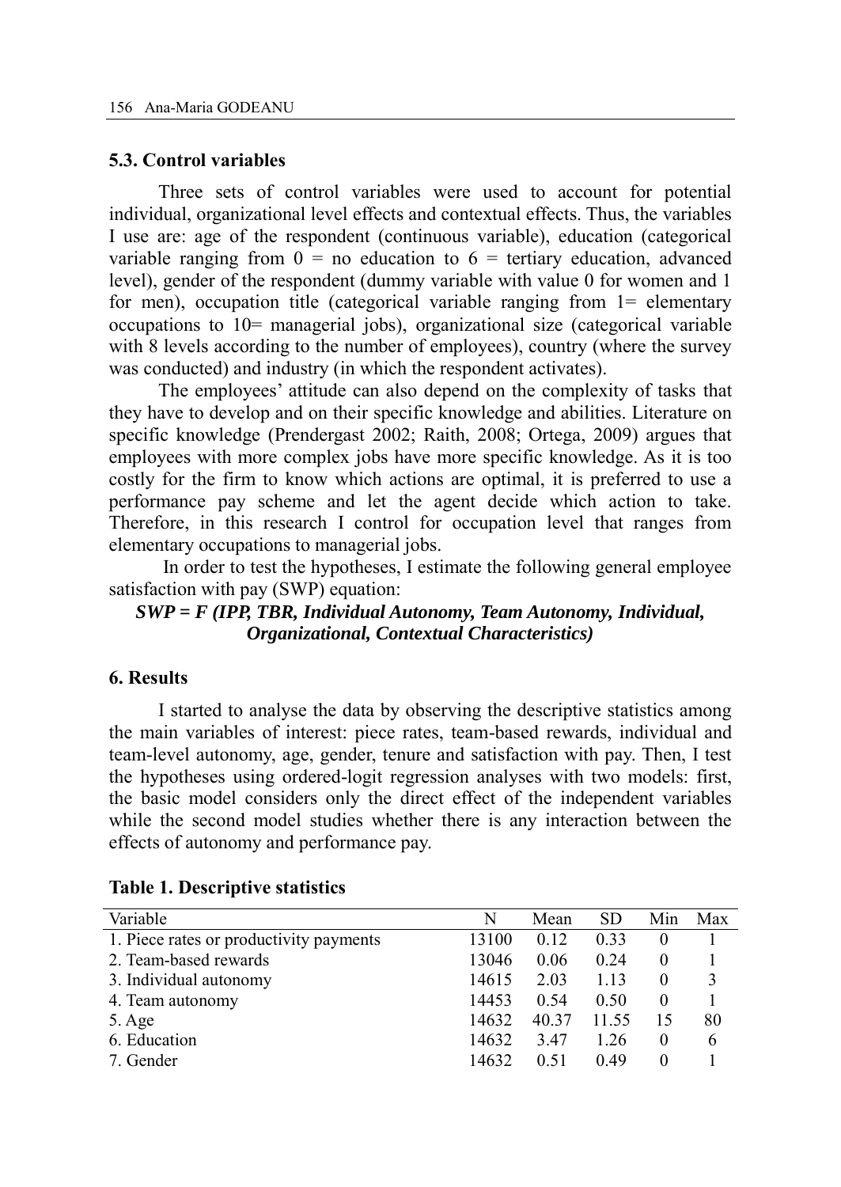### 5.3. Control variables

Three sets of control variables were used to account for potential individual, organizational level effects and contextual effects. Thus, the variables I use are: age of the respondent (continuous variable), education (categorical variable ranging from 0 = no education to 6 = tertiary education, advanced level), gender of the respondent (dummy variable with value 0 for women and 1 for men), occupation title (categorical variable ranging from 1= elementary occupations to 10= managerial jobs), organizational size (categorical variable with 8 levels according to the number of employees), country (where the survey was conducted) and industry (in which the respondent activates).

The employees' attitude can also depend on the complexity of tasks that they have to develop and on their specific knowledge and abilities. Literature on specific knowledge (Prendergast 2002; Raith, 2008; Ortega, 2009) argues that employees with more complex jobs have more specific knowledge. As it is too costly for the firm to know which actions are optimal, it is preferred to use a performance pay scheme and let the agent decide which action to take. Therefore, in this research I control for occupation level that ranges from elementary occupations to managerial jobs.

In order to test the hypotheses, I estimate the following general employee satisfaction with pay (SWP) equation:

***SWP = F (IPP, TBR, Individual Autonomy, Team Autonomy, Individual, Organizational, Contextual Characteristics)***

## 6. Results

I started to analyse the data by observing the descriptive statistics among the main variables of interest: piece rates, team-based rewards, individual and team-level autonomy, age, gender, tenure and satisfaction with pay. Then, I test the hypotheses using ordered-logit regression analyses with two models: first, the basic model considers only the direct effect of the independent variables while the second model studies whether there is any interaction between the effects of autonomy and performance pay.

**Table 1. Descriptive statistics**

| Variable | N | Mean | SD | Min | Max |
|---|---|---|---|---|---|
| 1. Piece rates or productivity payments | 13100 | 0.12 | 0.33 | 0 | 1 |
| 2. Team-based rewards | 13046 | 0.06 | 0.24 | 0 | 1 |
| 3. Individual autonomy | 14615 | 2.03 | 1.13 | 0 | 3 |
| 4. Team autonomy | 14453 | 0.54 | 0.50 | 0 | 1 |
| 5. Age | 14632 | 40.37 | 11.55 | 15 | 80 |
| 6. Education | 14632 | 3.47 | 1.26 | 0 | 6 |
| 7. Gender | 14632 | 0.51 | 0.49 | 0 | 1 |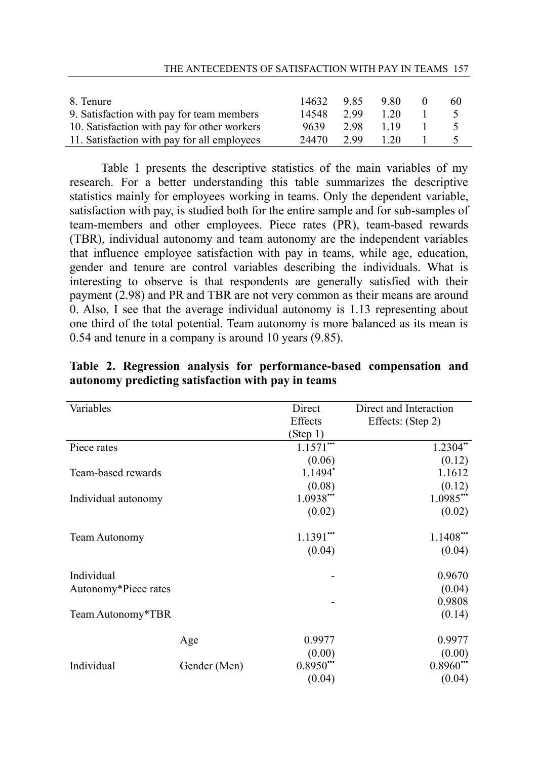| | | | | |
|---|---|---|---|---|
| 8. Tenure | 14632 | 9.85 | 9.80 | 0 | 60 |
| 9. Satisfaction with pay for team members | 14548 | 2.99 | 1.20 | 1 | 5 |
| 10. Satisfaction with pay for other workers | 9639 | 2.98 | 1.19 | 1 | 5 |
| 11. Satisfaction with pay for all employees | 24470 | 2.99 | 1.20 | 1 | 5 |

Table 1 presents the descriptive statistics of the main variables of my research. For a better understanding this table summarizes the descriptive statistics mainly for employees working in teams. Only the dependent variable, satisfaction with pay, is studied both for the entire sample and for sub-samples of team-members and other employees. Piece rates (PR), team-based rewards (TBR), individual autonomy and team autonomy are the independent variables that influence employee satisfaction with pay in teams, while age, education, gender and tenure are control variables describing the individuals. What is interesting to observe is that respondents are generally satisfied with their payment (2.98) and PR and TBR are not very common as their means are around 0. Also, I see that the average individual autonomy is 1.13 representing about one third of the total potential. Team autonomy is more balanced as its mean is 0.54 and tenure in a company is around 10 years (9.85).

**Table 2. Regression analysis for performance-based compensation and autonomy predicting satisfaction with pay in teams**

| Variables | | Direct Effects (Step 1) | Direct and Interaction Effects: (Step 2) |
|---|---|---|---|
| Piece rates | | 1.1571*** | 1.2304** |
| | | (0.06) | (0.12) |
| Team-based rewards | | 1.1494* | 1.1612 |
| | | (0.08) | (0.12) |
| Individual autonomy | | 1.0938*** | 1.0985*** |
| | | (0.02) | (0.02) |
| Team Autonomy | | 1.1391*** | 1.1408*** |
| | | (0.04) | (0.04) |
| Individual Autonomy*Piece rates | | - | 0.9670 |
| | | | (0.04) |
| Team Autonomy*TBR | | - | 0.9808 |
| | | | (0.14) |
| | Age | 0.9977 | 0.9977 |
| | | (0.00) | (0.00) |
| Individual | Gender (Men) | 0.8950*** | 0.8960*** |
| | | (0.04) | (0.04) |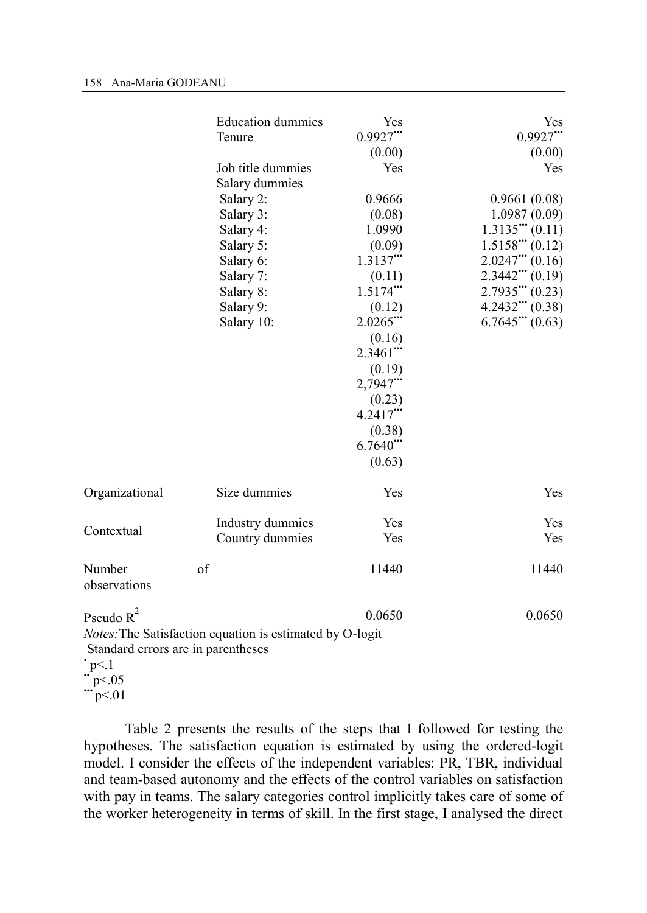| | | | |
|---|---|---|---|
| | Education dummies | Yes | Yes |
| | Tenure | 0.9927*** (0.00) | 0.9927*** (0.00) |
| | Job title dummies | Yes | Yes |
| | Salary dummies | | |
| | Salary 2: | 0.9666 (0.08) | 0.9661 (0.08) |
| | Salary 3: | 1.0990 (0.09) | 1.0987 (0.09) |
| | Salary 4: | 1.3137*** (0.11) | 1.3135*** (0.11) |
| | Salary 5: | 1.5174*** (0.12) | 1.5158*** (0.12) |
| | Salary 6: | 2.0265*** (0.16) | 2.0247*** (0.16) |
| | Salary 7: | 2.3461*** (0.19) | 2.3442*** (0.19) |
| | Salary 8: | 2,7947*** (0.23) | 2.7935*** (0.23) |
| | Salary 9: | 4.2417*** (0.38) | 4.2432*** (0.38) |
| | Salary 10: | 6.7640*** (0.63) | 6.7645*** (0.63) |
| Organizational | Size dummies | Yes | Yes |
| Contextual | Industry dummies | Yes | Yes |
| | Country dummies | Yes | Yes |
| Number of observations | | 11440 | 11440 |
| Pseudo $R^2$ | | 0.0650 | 0.0650 |

*Notes:* The Satisfaction equation is estimated by O-logit  
Standard errors are in parentheses  
* $p<.1$  
** $p<.05$  
*** $p<.01$

Table 2 presents the results of the steps that I followed for testing the hypotheses. The satisfaction equation is estimated by using the ordered-logit model. I consider the effects of the independent variables: PR, TBR, individual and team-based autonomy and the effects of the control variables on satisfaction with pay in teams. The salary categories control implicitly takes care of some of the worker heterogeneity in terms of skill. In the first stage, I analysed the direct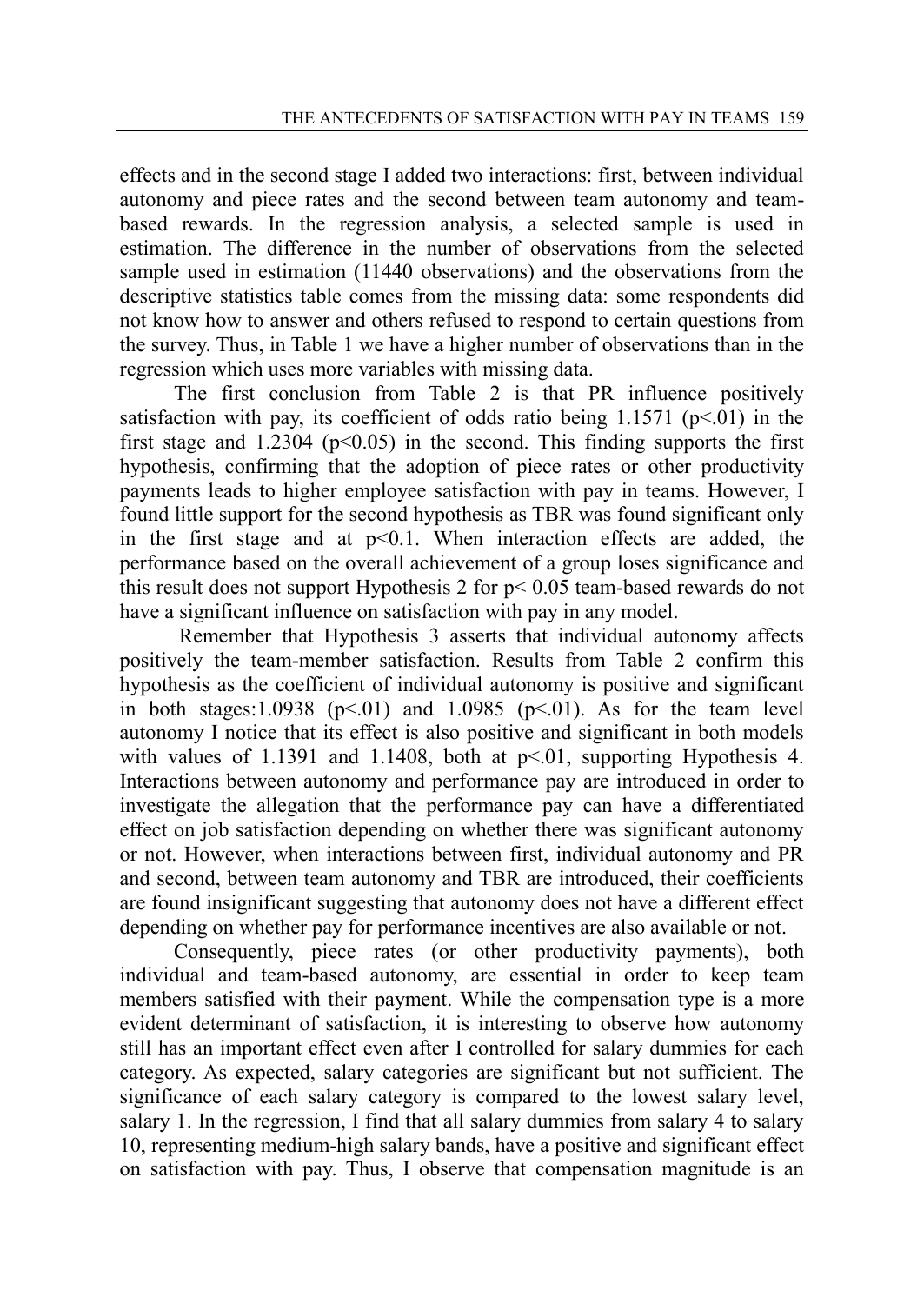effects and in the second stage I added two interactions: first, between individual autonomy and piece rates and the second between team autonomy and team-based rewards. In the regression analysis, a selected sample is used in estimation. The difference in the number of observations from the selected sample used in estimation (11440 observations) and the observations from the descriptive statistics table comes from the missing data: some respondents did not know how to answer and others refused to respond to certain questions from the survey. Thus, in Table 1 we have a higher number of observations than in the regression which uses more variables with missing data.

The first conclusion from Table 2 is that PR influence positively satisfaction with pay, its coefficient of odds ratio being 1.1571 ($p<.01$) in the first stage and 1.2304 ($p<0.05$) in the second. This finding supports the first hypothesis, confirming that the adoption of piece rates or other productivity payments leads to higher employee satisfaction with pay in teams. However, I found little support for the second hypothesis as TBR was found significant only in the first stage and at $p<0.1$. When interaction effects are added, the performance based on the overall achievement of a group loses significance and this result does not support Hypothesis 2 for $p< 0.05$ team-based rewards do not have a significant influence on satisfaction with pay in any model.

Remember that Hypothesis 3 asserts that individual autonomy affects positively the team-member satisfaction. Results from Table 2 confirm this hypothesis as the coefficient of individual autonomy is positive and significant in both stages:1.0938 ($p<.01$) and 1.0985 ($p<.01$). As for the team level autonomy I notice that its effect is also positive and significant in both models with values of 1.1391 and 1.1408, both at $p<.01$, supporting Hypothesis 4. Interactions between autonomy and performance pay are introduced in order to investigate the allegation that the performance pay can have a differentiated effect on job satisfaction depending on whether there was significant autonomy or not. However, when interactions between first, individual autonomy and PR and second, between team autonomy and TBR are introduced, their coefficients are found insignificant suggesting that autonomy does not have a different effect depending on whether pay for performance incentives are also available or not.

Consequently, piece rates (or other productivity payments), both individual and team-based autonomy, are essential in order to keep team members satisfied with their payment. While the compensation type is a more evident determinant of satisfaction, it is interesting to observe how autonomy still has an important effect even after I controlled for salary dummies for each category. As expected, salary categories are significant but not sufficient. The significance of each salary category is compared to the lowest salary level, salary 1. In the regression, I find that all salary dummies from salary 4 to salary 10, representing medium-high salary bands, have a positive and significant effect on satisfaction with pay. Thus, I observe that compensation magnitude is an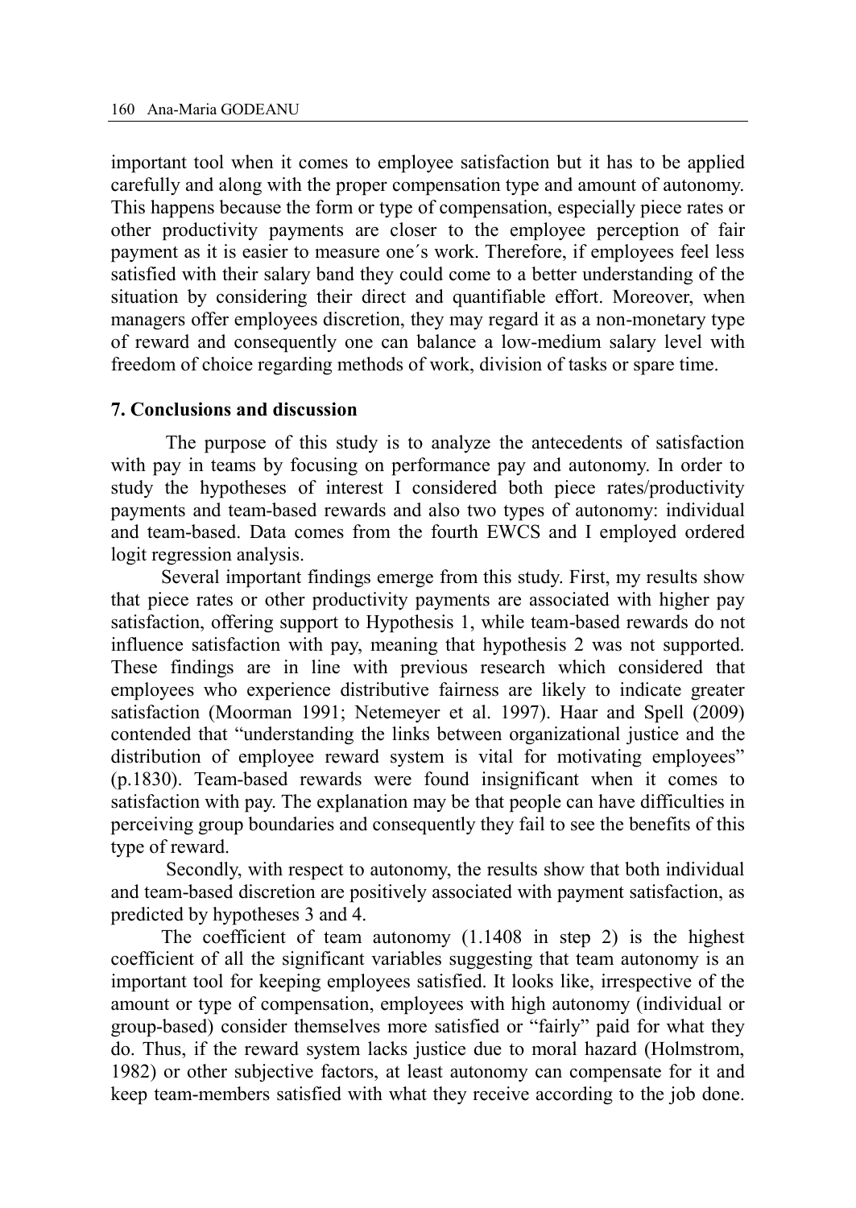important tool when it comes to employee satisfaction but it has to be applied carefully and along with the proper compensation type and amount of autonomy. This happens because the form or type of compensation, especially piece rates or other productivity payments are closer to the employee perception of fair payment as it is easier to measure one´s work. Therefore, if employees feel less satisfied with their salary band they could come to a better understanding of the situation by considering their direct and quantifiable effort. Moreover, when managers offer employees discretion, they may regard it as a non-monetary type of reward and consequently one can balance a low-medium salary level with freedom of choice regarding methods of work, division of tasks or spare time.

## 7. Conclusions and discussion

The purpose of this study is to analyze the antecedents of satisfaction with pay in teams by focusing on performance pay and autonomy. In order to study the hypotheses of interest I considered both piece rates/productivity payments and team-based rewards and also two types of autonomy: individual and team-based. Data comes from the fourth EWCS and I employed ordered logit regression analysis.

Several important findings emerge from this study. First, my results show that piece rates or other productivity payments are associated with higher pay satisfaction, offering support to Hypothesis 1, while team-based rewards do not influence satisfaction with pay, meaning that hypothesis 2 was not supported. These findings are in line with previous research which considered that employees who experience distributive fairness are likely to indicate greater satisfaction (Moorman 1991; Netemeyer et al. 1997). Haar and Spell (2009) contended that "understanding the links between organizational justice and the distribution of employee reward system is vital for motivating employees" (p.1830). Team-based rewards were found insignificant when it comes to satisfaction with pay. The explanation may be that people can have difficulties in perceiving group boundaries and consequently they fail to see the benefits of this type of reward.

Secondly, with respect to autonomy, the results show that both individual and team-based discretion are positively associated with payment satisfaction, as predicted by hypotheses 3 and 4.

The coefficient of team autonomy (1.1408 in step 2) is the highest coefficient of all the significant variables suggesting that team autonomy is an important tool for keeping employees satisfied. It looks like, irrespective of the amount or type of compensation, employees with high autonomy (individual or group-based) consider themselves more satisfied or "fairly" paid for what they do. Thus, if the reward system lacks justice due to moral hazard (Holmstrom, 1982) or other subjective factors, at least autonomy can compensate for it and keep team-members satisfied with what they receive according to the job done.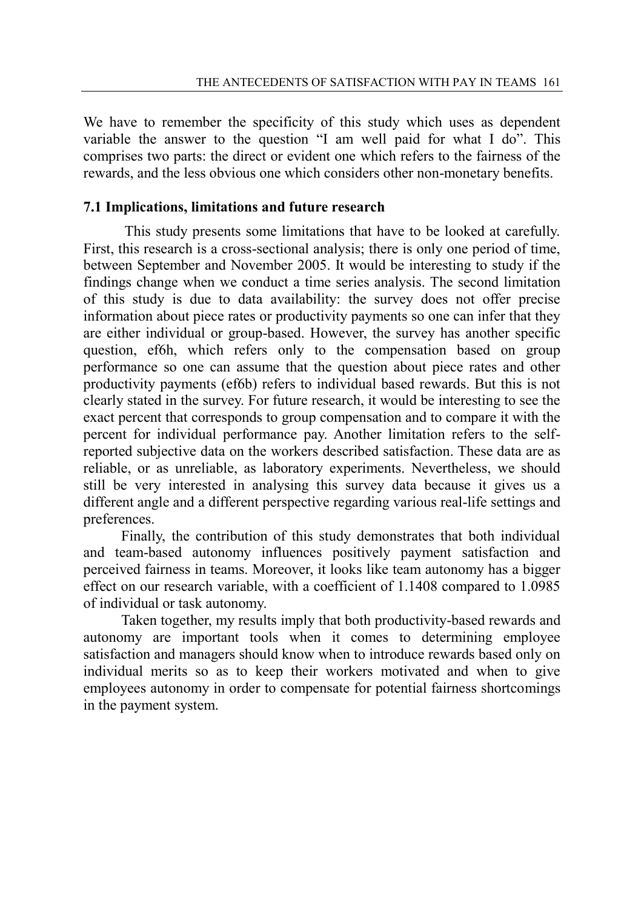We have to remember the specificity of this study which uses as dependent variable the answer to the question "I am well paid for what I do". This comprises two parts: the direct or evident one which refers to the fairness of the rewards, and the less obvious one which considers other non-monetary benefits.

### 7.1 Implications, limitations and future research

This study presents some limitations that have to be looked at carefully. First, this research is a cross-sectional analysis; there is only one period of time, between September and November 2005. It would be interesting to study if the findings change when we conduct a time series analysis. The second limitation of this study is due to data availability: the survey does not offer precise information about piece rates or productivity payments so one can infer that they are either individual or group-based. However, the survey has another specific question, ef6h, which refers only to the compensation based on group performance so one can assume that the question about piece rates and other productivity payments (ef6b) refers to individual based rewards. But this is not clearly stated in the survey. For future research, it would be interesting to see the exact percent that corresponds to group compensation and to compare it with the percent for individual performance pay. Another limitation refers to the self-reported subjective data on the workers described satisfaction. These data are as reliable, or as unreliable, as laboratory experiments. Nevertheless, we should still be very interested in analysing this survey data because it gives us a different angle and a different perspective regarding various real-life settings and preferences.

Finally, the contribution of this study demonstrates that both individual and team-based autonomy influences positively payment satisfaction and perceived fairness in teams. Moreover, it looks like team autonomy has a bigger effect on our research variable, with a coefficient of 1.1408 compared to 1.0985 of individual or task autonomy.

Taken together, my results imply that both productivity-based rewards and autonomy are important tools when it comes to determining employee satisfaction and managers should know when to introduce rewards based only on individual merits so as to keep their workers motivated and when to give employees autonomy in order to compensate for potential fairness shortcomings in the payment system.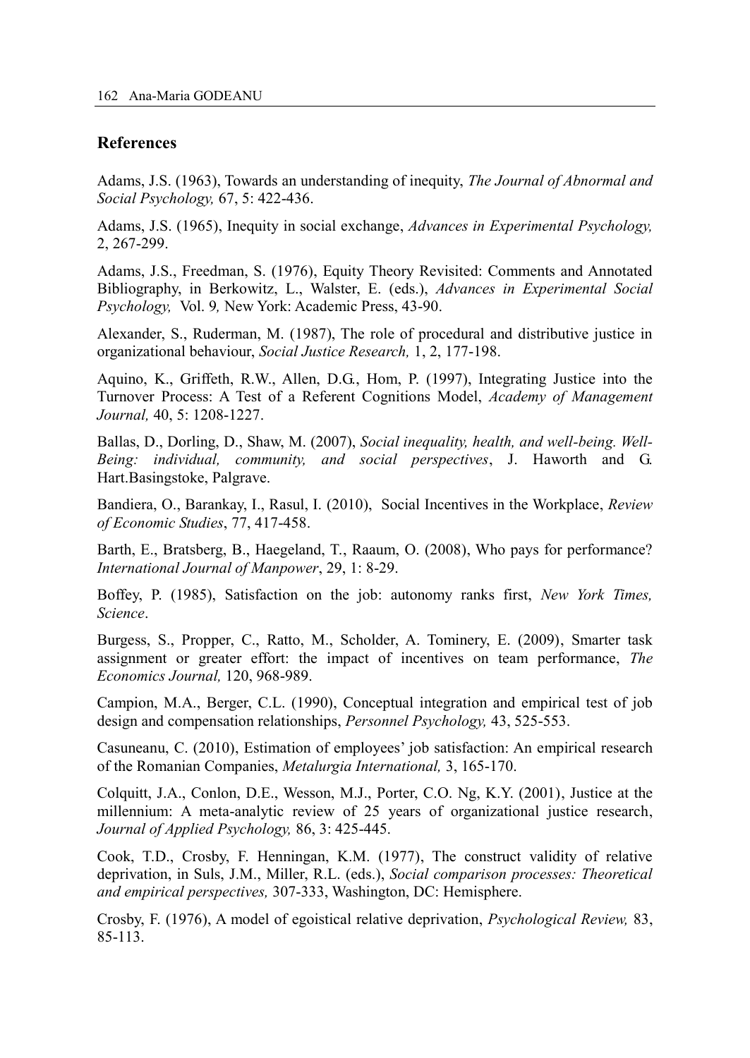## References

Adams, J.S. (1963), Towards an understanding of inequity, *The Journal of Abnormal and Social Psychology,* 67, 5: 422-436.

Adams, J.S. (1965), Inequity in social exchange, *Advances in Experimental Psychology,* 2, 267-299.

Adams, J.S., Freedman, S. (1976), Equity Theory Revisited: Comments and Annotated Bibliography, in Berkowitz, L., Walster, E. (eds.), *Advances in Experimental Social Psychology,* Vol. 9*,* New York: Academic Press, 43-90.

Alexander, S., Ruderman, M. (1987), The role of procedural and distributive justice in organizational behaviour, *Social Justice Research,* 1, 2, 177-198.

Aquino, K., Griffeth, R.W., Allen, D.G., Hom, P. (1997), Integrating Justice into the Turnover Process: A Test of a Referent Cognitions Model, *Academy of Management Journal,* 40, 5: 1208-1227.

Ballas, D., Dorling, D., Shaw, M. (2007), *Social inequality, health, and well-being. Well-Being: individual, community, and social perspectives*, J. Haworth and G. Hart.Basingstoke, Palgrave.

Bandiera, O., Barankay, I., Rasul, I. (2010), Social Incentives in the Workplace, *Review of Economic Studies*, 77, 417-458.

Barth, E., Bratsberg, B., Haegeland, T., Raaum, O. (2008), Who pays for performance? *International Journal of Manpower*, 29, 1: 8-29.

Boffey, P. (1985), Satisfaction on the job: autonomy ranks first, *New York Times, Science*.

Burgess, S., Propper, C., Ratto, M., Scholder, A. Tominery, E. (2009), Smarter task assignment or greater effort: the impact of incentives on team performance, *The Economics Journal,* 120, 968-989.

Campion, M.A., Berger, C.L. (1990), Conceptual integration and empirical test of job design and compensation relationships, *Personnel Psychology,* 43, 525-553.

Casuneanu, C. (2010), Estimation of employees' job satisfaction: An empirical research of the Romanian Companies, *Metalurgia International,* 3, 165-170.

Colquitt, J.A., Conlon, D.E., Wesson, M.J., Porter, C.O. Ng, K.Y. (2001), Justice at the millennium: A meta-analytic review of 25 years of organizational justice research, *Journal of Applied Psychology,* 86, 3: 425-445.

Cook, T.D., Crosby, F. Henningan, K.M. (1977), The construct validity of relative deprivation, in Suls, J.M., Miller, R.L. (eds.), *Social comparison processes: Theoretical and empirical perspectives,* 307-333, Washington, DC: Hemisphere.

Crosby, F. (1976), A model of egoistical relative deprivation, *Psychological Review,* 83, 85-113.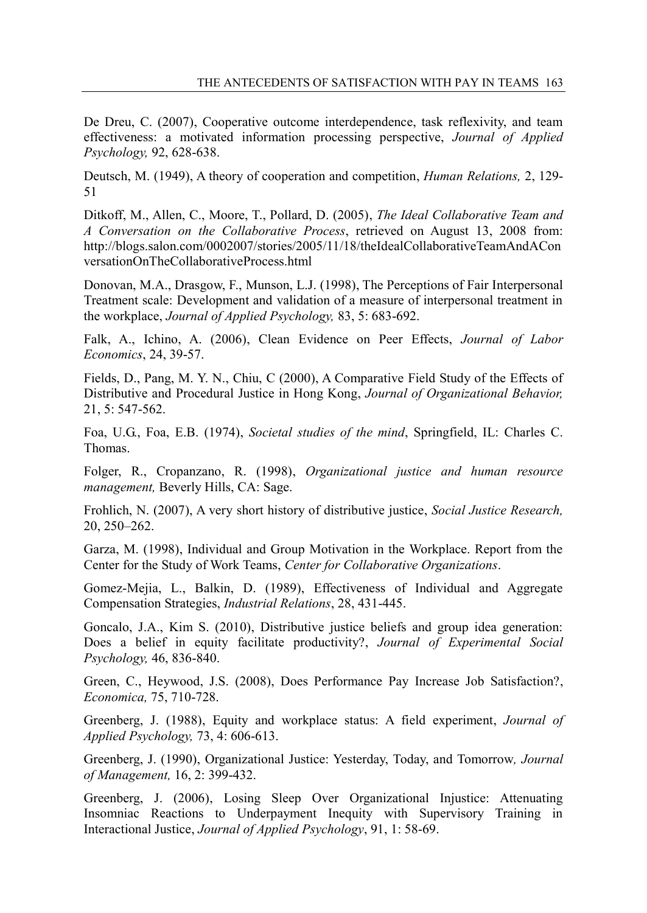De Dreu, C. (2007), Cooperative outcome interdependence, task reflexivity, and team effectiveness: a motivated information processing perspective, *Journal of Applied Psychology,* 92, 628-638.

Deutsch, M. (1949), A theory of cooperation and competition, *Human Relations,* 2, 129-51

Ditkoff, M., Allen, C., Moore, T., Pollard, D. (2005), *The Ideal Collaborative Team and A Conversation on the Collaborative Process*, retrieved on August 13, 2008 from: http://blogs.salon.com/0002007/stories/2005/11/18/theIdealCollaborativeTeamAndAConversationOnTheCollaborativeProcess.html

Donovan, M.A., Drasgow, F., Munson, L.J. (1998), The Perceptions of Fair Interpersonal Treatment scale: Development and validation of a measure of interpersonal treatment in the workplace, *Journal of Applied Psychology,* 83, 5: 683-692.

Falk, A., Ichino, A. (2006), Clean Evidence on Peer Effects, *Journal of Labor Economics*, 24, 39-57.

Fields, D., Pang, M. Y. N., Chiu, C (2000), A Comparative Field Study of the Effects of Distributive and Procedural Justice in Hong Kong, *Journal of Organizational Behavior,* 21, 5: 547-562.

Foa, U.G., Foa, E.B. (1974), *Societal studies of the mind*, Springfield, IL: Charles C. Thomas.

Folger, R., Cropanzano, R. (1998), *Organizational justice and human resource management,* Beverly Hills, CA: Sage.

Frohlich, N. (2007), A very short history of distributive justice, *Social Justice Research,* 20, 250–262.

Garza, M. (1998), Individual and Group Motivation in the Workplace. Report from the Center for the Study of Work Teams, *Center for Collaborative Organizations*.

Gomez-Mejia, L., Balkin, D. (1989), Effectiveness of Individual and Aggregate Compensation Strategies, *Industrial Relations*, 28, 431-445.

Goncalo, J.A., Kim S. (2010), Distributive justice beliefs and group idea generation: Does a belief in equity facilitate productivity?, *Journal of Experimental Social Psychology,* 46, 836-840.

Green, C., Heywood, J.S. (2008), Does Performance Pay Increase Job Satisfaction?, *Economica,* 75, 710-728.

Greenberg, J. (1988), Equity and workplace status: A field experiment, *Journal of Applied Psychology,* 73, 4: 606-613.

Greenberg, J. (1990), Organizational Justice: Yesterday, Today, and Tomorrow*, Journal of Management,* 16, 2: 399-432.

Greenberg, J. (2006), Losing Sleep Over Organizational Injustice: Attenuating Insomniac Reactions to Underpayment Inequity with Supervisory Training in Interactional Justice, *Journal of Applied Psychology*, 91, 1: 58-69.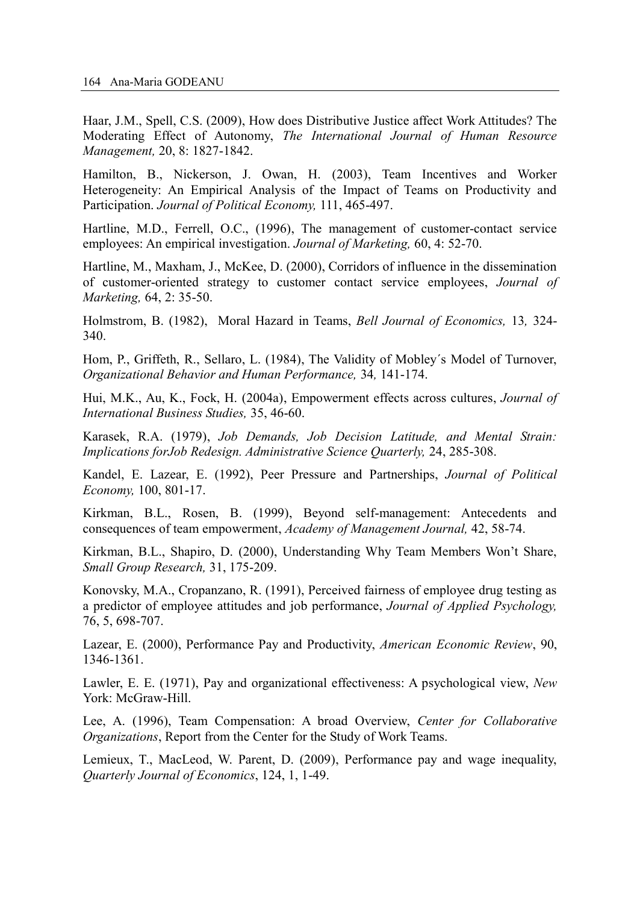Haar, J.M., Spell, C.S. (2009), How does Distributive Justice affect Work Attitudes? The Moderating Effect of Autonomy, *The International Journal of Human Resource Management,* 20, 8: 1827-1842.

Hamilton, B., Nickerson, J. Owan, H. (2003), Team Incentives and Worker Heterogeneity: An Empirical Analysis of the Impact of Teams on Productivity and Participation. *Journal of Political Economy,* 111, 465-497.

Hartline, M.D., Ferrell, O.C., (1996), The management of customer-contact service employees: An empirical investigation. *Journal of Marketing,* 60, 4: 52-70.

Hartline, M., Maxham, J., McKee, D. (2000), Corridors of influence in the dissemination of customer-oriented strategy to customer contact service employees, *Journal of Marketing,* 64, 2: 35-50.

Holmstrom, B. (1982), Moral Hazard in Teams, *Bell Journal of Economics,* 13*,* 324-340.

Hom, P., Griffeth, R., Sellaro, L. (1984), The Validity of Mobley´s Model of Turnover, *Organizational Behavior and Human Performance,* 34*,* 141-174.

Hui, M.K., Au, K., Fock, H. (2004a), Empowerment effects across cultures, *Journal of International Business Studies,* 35, 46-60.

Karasek, R.A. (1979), *Job Demands, Job Decision Latitude, and Mental Strain: Implications forJob Redesign. Administrative Science Quarterly,* 24, 285-308.

Kandel, E. Lazear, E. (1992), Peer Pressure and Partnerships, *Journal of Political Economy,* 100, 801-17.

Kirkman, B.L., Rosen, B. (1999), Beyond self-management: Antecedents and consequences of team empowerment, *Academy of Management Journal,* 42, 58-74.

Kirkman, B.L., Shapiro, D. (2000), Understanding Why Team Members Won't Share, *Small Group Research,* 31, 175-209.

Konovsky, M.A., Cropanzano, R. (1991), Perceived fairness of employee drug testing as a predictor of employee attitudes and job performance, *Journal of Applied Psychology,* 76, 5, 698-707.

Lazear, E. (2000), Performance Pay and Productivity, *American Economic Review*, 90, 1346-1361.

Lawler, E. E. (1971), Pay and organizational effectiveness: A psychological view, *New* York: McGraw-Hill.

Lee, A. (1996), Team Compensation: A broad Overview, *Center for Collaborative Organizations*, Report from the Center for the Study of Work Teams.

Lemieux, T., MacLeod, W. Parent, D. (2009), Performance pay and wage inequality, *Quarterly Journal of Economics*, 124, 1, 1-49.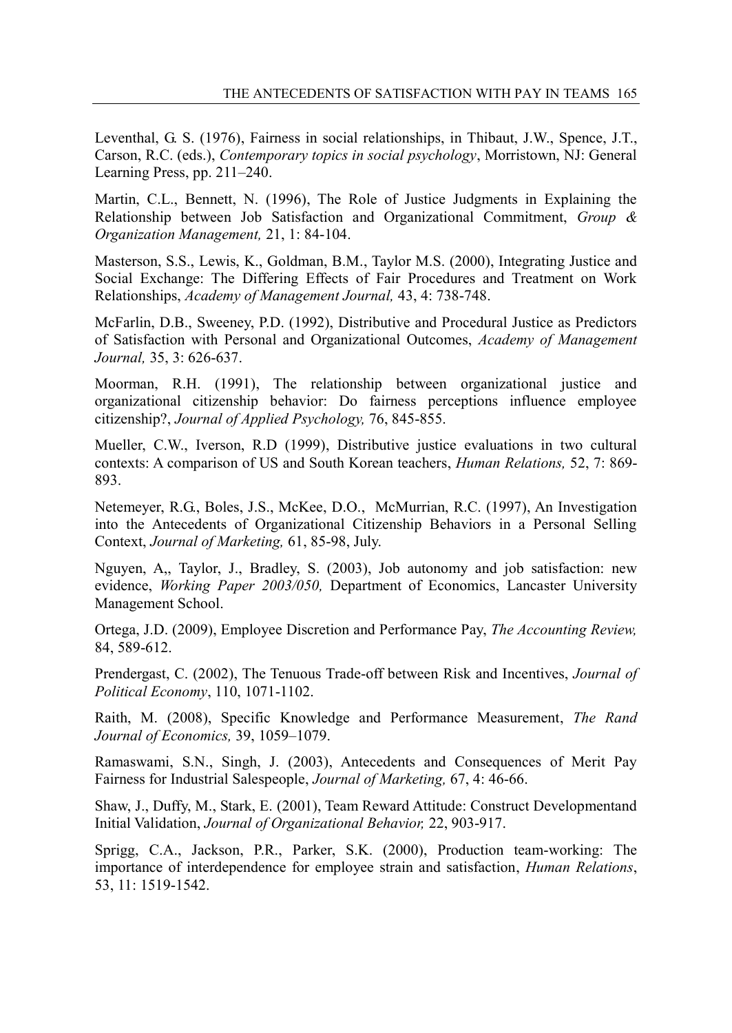Leventhal, G. S. (1976), Fairness in social relationships, in Thibaut, J.W., Spence, J.T., Carson, R.C. (eds.), *Contemporary topics in social psychology*, Morristown, NJ: General Learning Press, pp. 211–240.

Martin, C.L., Bennett, N. (1996), The Role of Justice Judgments in Explaining the Relationship between Job Satisfaction and Organizational Commitment, *Group & Organization Management,* 21, 1: 84-104.

Masterson, S.S., Lewis, K., Goldman, B.M., Taylor M.S. (2000), Integrating Justice and Social Exchange: The Differing Effects of Fair Procedures and Treatment on Work Relationships, *Academy of Management Journal,* 43, 4: 738-748.

McFarlin, D.B., Sweeney, P.D. (1992), Distributive and Procedural Justice as Predictors of Satisfaction with Personal and Organizational Outcomes, *Academy of Management Journal,* 35, 3: 626-637.

Moorman, R.H. (1991), The relationship between organizational justice and organizational citizenship behavior: Do fairness perceptions influence employee citizenship?, *Journal of Applied Psychology,* 76, 845-855.

Mueller, C.W., Iverson, R.D (1999), Distributive justice evaluations in two cultural contexts: A comparison of US and South Korean teachers, *Human Relations,* 52, 7: 869-893.

Netemeyer, R.G., Boles, J.S., McKee, D.O., McMurrian, R.C. (1997), An Investigation into the Antecedents of Organizational Citizenship Behaviors in a Personal Selling Context, *Journal of Marketing,* 61, 85-98, July.

Nguyen, A,, Taylor, J., Bradley, S. (2003), Job autonomy and job satisfaction: new evidence, *Working Paper 2003/050,* Department of Economics, Lancaster University Management School.

Ortega, J.D. (2009), Employee Discretion and Performance Pay, *The Accounting Review,* 84, 589-612.

Prendergast, C. (2002), The Tenuous Trade-off between Risk and Incentives, *Journal of Political Economy*, 110, 1071-1102.

Raith, M. (2008), Specific Knowledge and Performance Measurement, *The Rand Journal of Economics,* 39, 1059–1079.

Ramaswami, S.N., Singh, J. (2003), Antecedents and Consequences of Merit Pay Fairness for Industrial Salespeople, *Journal of Marketing,* 67, 4: 46-66.

Shaw, J., Duffy, M., Stark, E. (2001), Team Reward Attitude: Construct Developmentand Initial Validation, *Journal of Organizational Behavior,* 22, 903-917.

Sprigg, C.A., Jackson, P.R., Parker, S.K. (2000), Production team-working: The importance of interdependence for employee strain and satisfaction, *Human Relations*, 53, 11: 1519-1542.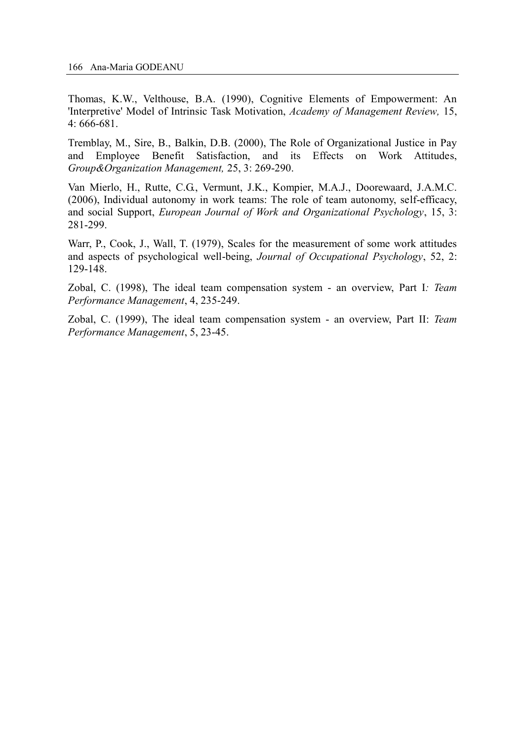Thomas, K.W., Velthouse, B.A. (1990), Cognitive Elements of Empowerment: An 'Interpretive' Model of Intrinsic Task Motivation, *Academy of Management Review,* 15, 4: 666-681.

Tremblay, M., Sire, B., Balkin, D.B. (2000), The Role of Organizational Justice in Pay and Employee Benefit Satisfaction, and its Effects on Work Attitudes, *Group&Organization Management,* 25, 3: 269-290.

Van Mierlo, H., Rutte, C.G., Vermunt, J.K., Kompier, M.A.J., Doorewaard, J.A.M.C. (2006), Individual autonomy in work teams: The role of team autonomy, self-efficacy, and social Support, *European Journal of Work and Organizational Psychology*, 15, 3: 281-299.

Warr, P., Cook, J., Wall, T. (1979), Scales for the measurement of some work attitudes and aspects of psychological well-being, *Journal of Occupational Psychology*, 52, 2: 129-148.

Zobal, C. (1998), The ideal team compensation system - an overview, Part I*: Team Performance Management*, 4, 235-249.

Zobal, C. (1999), The ideal team compensation system - an overview, Part II: *Team Performance Management*, 5, 23-45.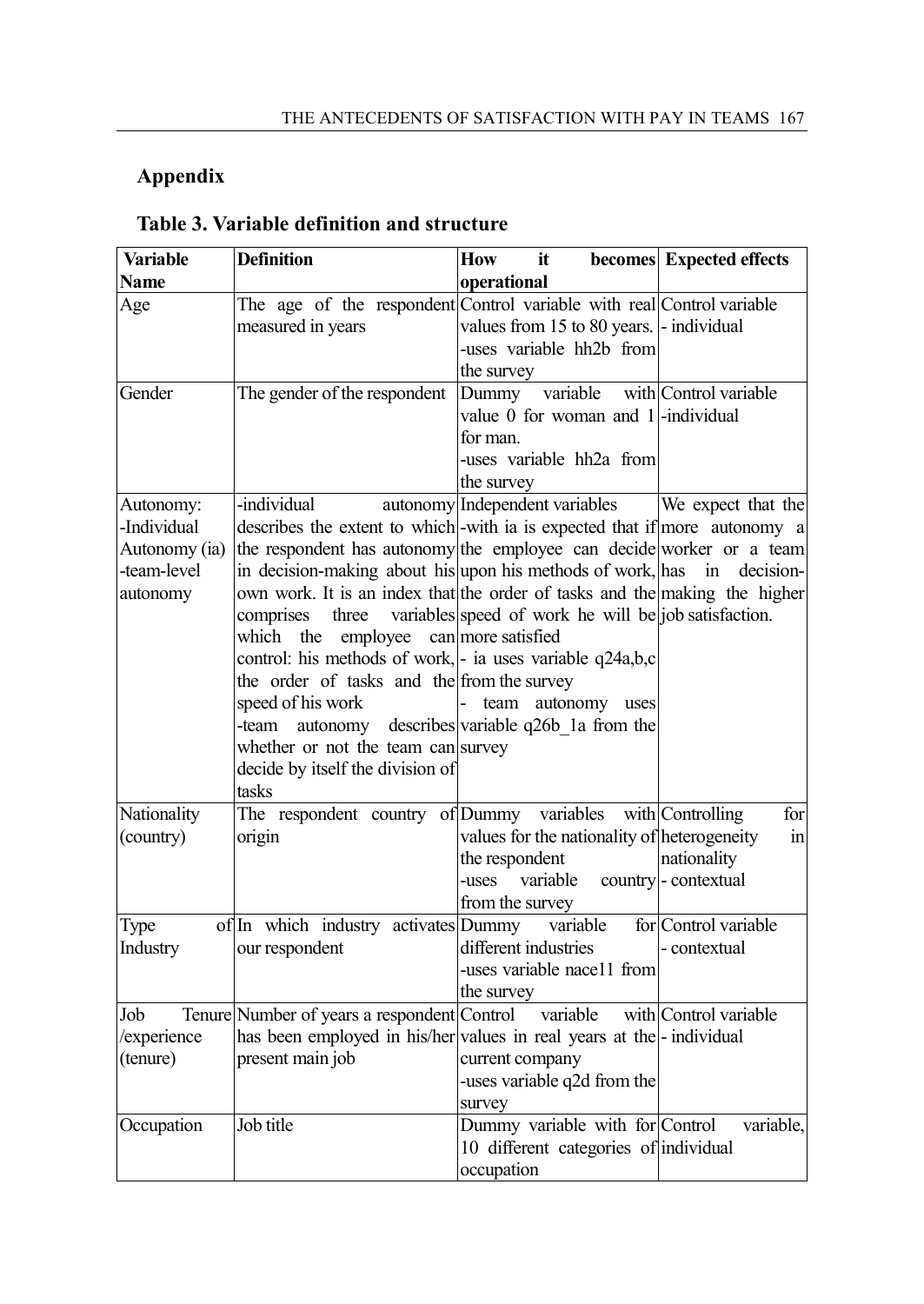## Appendix

### Table 3. Variable definition and structure

| Variable Name | Definition | How it becomes operational | Expected effects |
|---|---|---|---|
| Age | The age of the respondent measured in years | Control variable with real values from 15 to 80 years. -uses variable hh2b from the survey | Control variable - individual |
| Gender | The gender of the respondent | Dummy variable with value 0 for woman and 1 for man. -uses variable hh2a from the survey | Control variable -individual |
| Autonomy: -Individual Autonomy (ia) -team-level autonomy | -individual autonomy describes the extent to which the respondent has autonomy in decision-making about his own work. It is an index that comprises three variables which the employee can control: his methods of work, the order of tasks and the speed of his work -team autonomy describes whether or not the team can decide by itself the division of tasks | Independent variables -with ia is expected that if the employee can decide upon his methods of work, the order of tasks and the speed of work he will be more satisfied - ia uses variable q24a,b,c from the survey - team autonomy uses variable q26b_1a from the survey | We expect that the more autonomy a worker or a team has in decision-making the higher job satisfaction. |
| Nationality (country) | The respondent country of origin | Dummy variables with values for the nationality of the respondent -uses variable country from the survey | Controlling for heterogeneity in nationality - contextual |
| Type of Industry | In which industry activates our respondent | Dummy variable for different industries -uses variable nace11 from the survey | Control variable - contextual |
| Job Tenure /experience (tenure) | Number of years a respondent has been employed in his/her present main job | Control variable with values in real years at the current company -uses variable q2d from the survey | Control variable - individual |
| Occupation | Job title | Dummy variable with for 10 different categories of occupation | Control variable, individual |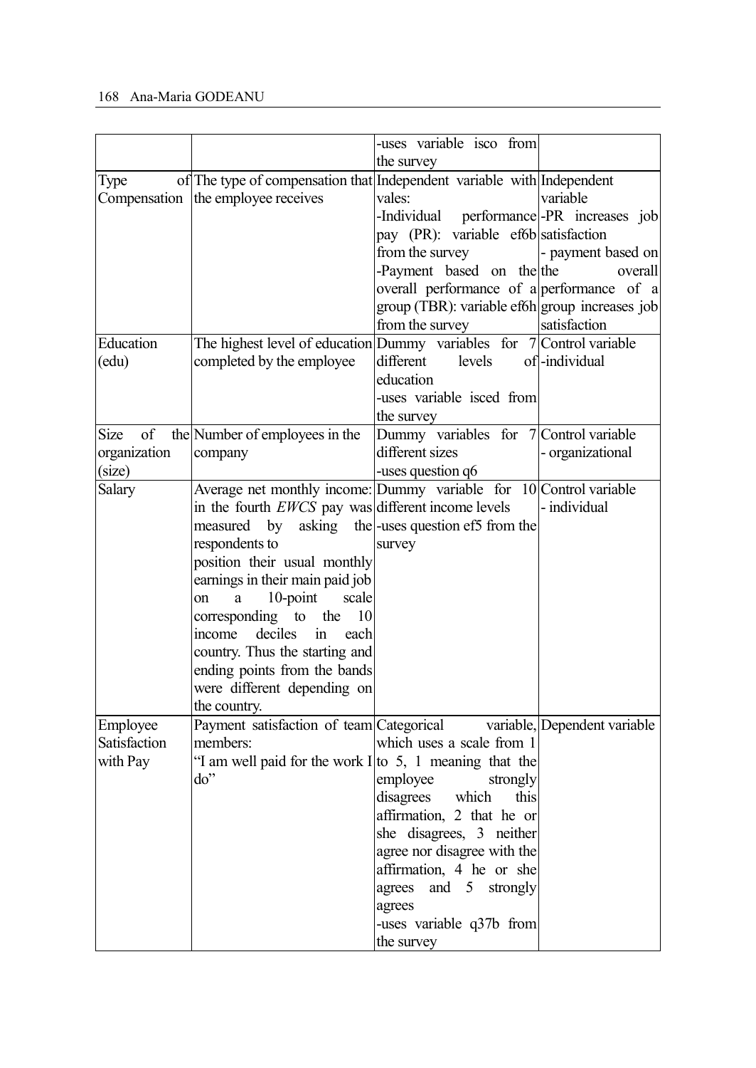| | | | |
|---|---|---|---|
| | | -uses variable isco from the survey | |
| Type of Compensation | The type of compensation that the employee receives | Independent variable with vales:<br>-Individual performance pay (PR): variable ef6b from the survey<br>-Payment based on the overall performance of a group (TBR): variable ef6h from the survey | Independent variable<br>-PR increases job satisfaction<br>- payment based on the overall performance of a group increases job satisfaction |
| Education (edu) | The highest level of education completed by the employee | Dummy variables for 7 different levels of education<br>-uses variable isced from the survey | Control variable<br>-individual |
| Size of the organization (size) | Number of employees in the company | Dummy variables for 7 different sizes<br>-uses question q6 | Control variable<br>- organizational |
| Salary | Average net monthly income: in the fourth *EWCS* pay was measured by asking the respondents to position their usual monthly earnings in their main paid job on a 10-point scale corresponding to the 10 income deciles in each country. Thus the starting and ending points from the bands were different depending on the country. | Dummy variable for 10 different income levels<br>-uses question ef5 from the survey | Control variable<br>- individual |
| Employee Satisfaction with Pay | Payment satisfaction of team members:<br>"I am well paid for the work I do" | Categorical variable, which uses a scale from 1 to 5, 1 meaning that the employee strongly disagrees which this affirmation, 2 that he or she disagrees, 3 neither agree nor disagree with the affirmation, 4 he or she agrees and 5 strongly agrees<br>-uses variable q37b from the survey | Dependent variable |